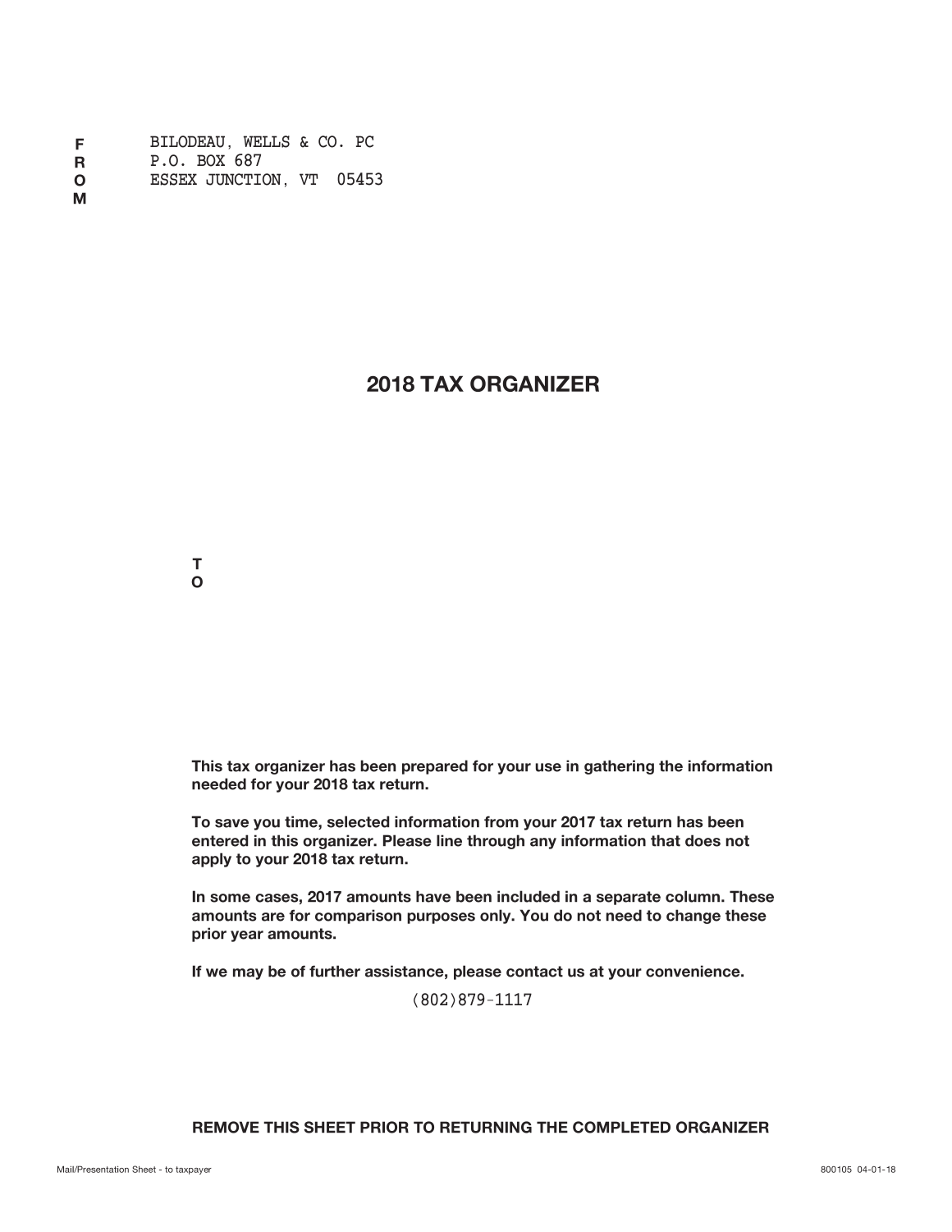FROM

BILODEAU, WELLS & CO. PC
P.O. BOX 687
ESSEX JUNCTION, VT  05453

# 2018 TAX ORGANIZER

TO

**This tax organizer has been prepared for your use in gathering the information needed for your 2018 tax return.**

**To save you time, selected information from your 2017 tax return has been entered in this organizer. Please line through any information that does not apply to your 2018 tax return.**

**In some cases, 2017 amounts have been included in a separate column. These amounts are for comparison purposes only. You do not need to change these prior year amounts.**

**If we may be of further assistance, please contact us at your convenience.**

(802)879-1117

**REMOVE THIS SHEET PRIOR TO RETURNING THE COMPLETED ORGANIZER**

Mail/Presentation Sheet - to taxpayer

800105 04-01-18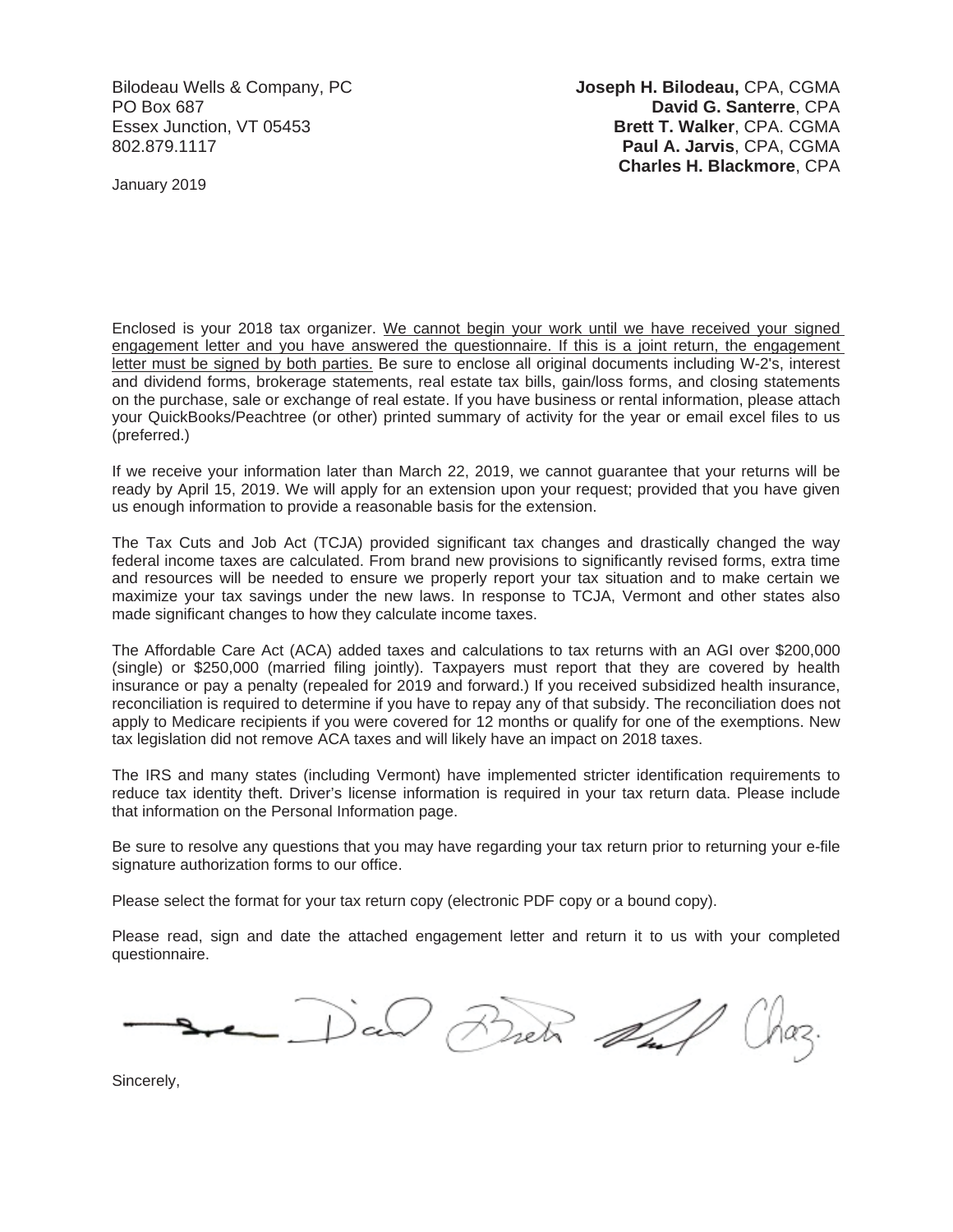Bilodeau Wells & Company, PC
PO Box 687
Essex Junction, VT 05453
802.879.1117

**Joseph H. Bilodeau,** CPA, CGMA
**David G. Santerre**, CPA
**Brett T. Walker**, CPA. CGMA
**Paul A. Jarvis**, CPA, CGMA
**Charles H. Blackmore**, CPA

January 2019

Enclosed is your 2018 tax organizer. We cannot begin your work until we have received your signed engagement letter and you have answered the questionnaire. If this is a joint return, the engagement letter must be signed by both parties. Be sure to enclose all original documents including W-2's, interest and dividend forms, brokerage statements, real estate tax bills, gain/loss forms, and closing statements on the purchase, sale or exchange of real estate. If you have business or rental information, please attach your QuickBooks/Peachtree (or other) printed summary of activity for the year or email excel files to us (preferred.)

If we receive your information later than March 22, 2019, we cannot guarantee that your returns will be ready by April 15, 2019. We will apply for an extension upon your request; provided that you have given us enough information to provide a reasonable basis for the extension.

The Tax Cuts and Job Act (TCJA) provided significant tax changes and drastically changed the way federal income taxes are calculated. From brand new provisions to significantly revised forms, extra time and resources will be needed to ensure we properly report your tax situation and to make certain we maximize your tax savings under the new laws. In response to TCJA, Vermont and other states also made significant changes to how they calculate income taxes.

The Affordable Care Act (ACA) added taxes and calculations to tax returns with an AGI over $200,000 (single) or $250,000 (married filing jointly). Taxpayers must report that they are covered by health insurance or pay a penalty (repealed for 2019 and forward.) If you received subsidized health insurance, reconciliation is required to determine if you have to repay any of that subsidy. The reconciliation does not apply to Medicare recipients if you were covered for 12 months or qualify for one of the exemptions. New tax legislation did not remove ACA taxes and will likely have an impact on 2018 taxes.

The IRS and many states (including Vermont) have implemented stricter identification requirements to reduce tax identity theft. Driver's license information is required in your tax return data. Please include that information on the Personal Information page.

Be sure to resolve any questions that you may have regarding your tax return prior to returning your e-file signature authorization forms to our office.

Please select the format for your tax return copy (electronic PDF copy or a bound copy).

Please read, sign and date the attached engagement letter and return it to us with your completed questionnaire.

Sincerely,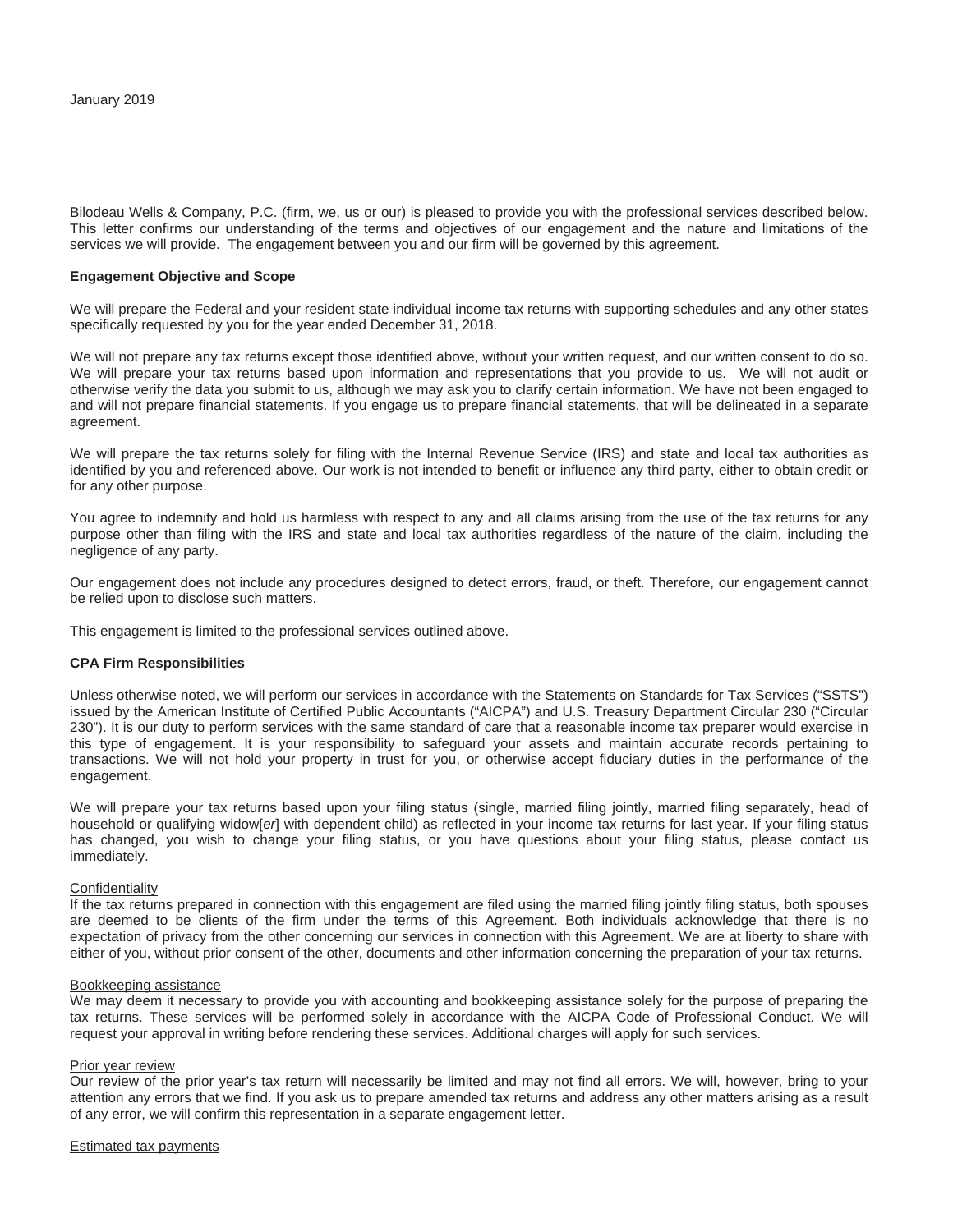January 2019

Bilodeau Wells & Company, P.C. (firm, we, us or our) is pleased to provide you with the professional services described below. This letter confirms our understanding of the terms and objectives of our engagement and the nature and limitations of the services we will provide. The engagement between you and our firm will be governed by this agreement.

**Engagement Objective and Scope**

We will prepare the Federal and your resident state individual income tax returns with supporting schedules and any other states specifically requested by you for the year ended December 31, 2018.

We will not prepare any tax returns except those identified above, without your written request, and our written consent to do so. We will prepare your tax returns based upon information and representations that you provide to us. We will not audit or otherwise verify the data you submit to us, although we may ask you to clarify certain information. We have not been engaged to and will not prepare financial statements. If you engage us to prepare financial statements, that will be delineated in a separate agreement.

We will prepare the tax returns solely for filing with the Internal Revenue Service (IRS) and state and local tax authorities as identified by you and referenced above. Our work is not intended to benefit or influence any third party, either to obtain credit or for any other purpose.

You agree to indemnify and hold us harmless with respect to any and all claims arising from the use of the tax returns for any purpose other than filing with the IRS and state and local tax authorities regardless of the nature of the claim, including the negligence of any party.

Our engagement does not include any procedures designed to detect errors, fraud, or theft. Therefore, our engagement cannot be relied upon to disclose such matters.

This engagement is limited to the professional services outlined above.

**CPA Firm Responsibilities**

Unless otherwise noted, we will perform our services in accordance with the Statements on Standards for Tax Services ("SSTS") issued by the American Institute of Certified Public Accountants ("AICPA") and U.S. Treasury Department Circular 230 ("Circular 230"). It is our duty to perform services with the same standard of care that a reasonable income tax preparer would exercise in this type of engagement. It is your responsibility to safeguard your assets and maintain accurate records pertaining to transactions. We will not hold your property in trust for you, or otherwise accept fiduciary duties in the performance of the engagement.

We will prepare your tax returns based upon your filing status (single, married filing jointly, married filing separately, head of household or qualifying widow[*er*] with dependent child) as reflected in your income tax returns for last year. If your filing status has changed, you wish to change your filing status, or you have questions about your filing status, please contact us immediately.

Confidentiality

If the tax returns prepared in connection with this engagement are filed using the married filing jointly filing status, both spouses are deemed to be clients of the firm under the terms of this Agreement. Both individuals acknowledge that there is no expectation of privacy from the other concerning our services in connection with this Agreement. We are at liberty to share with either of you, without prior consent of the other, documents and other information concerning the preparation of your tax returns.

Bookkeeping assistance

We may deem it necessary to provide you with accounting and bookkeeping assistance solely for the purpose of preparing the tax returns. These services will be performed solely in accordance with the AICPA Code of Professional Conduct. We will request your approval in writing before rendering these services. Additional charges will apply for such services.

Prior year review

Our review of the prior year's tax return will necessarily be limited and may not find all errors. We will, however, bring to your attention any errors that we find. If you ask us to prepare amended tax returns and address any other matters arising as a result of any error, we will confirm this representation in a separate engagement letter.

Estimated tax payments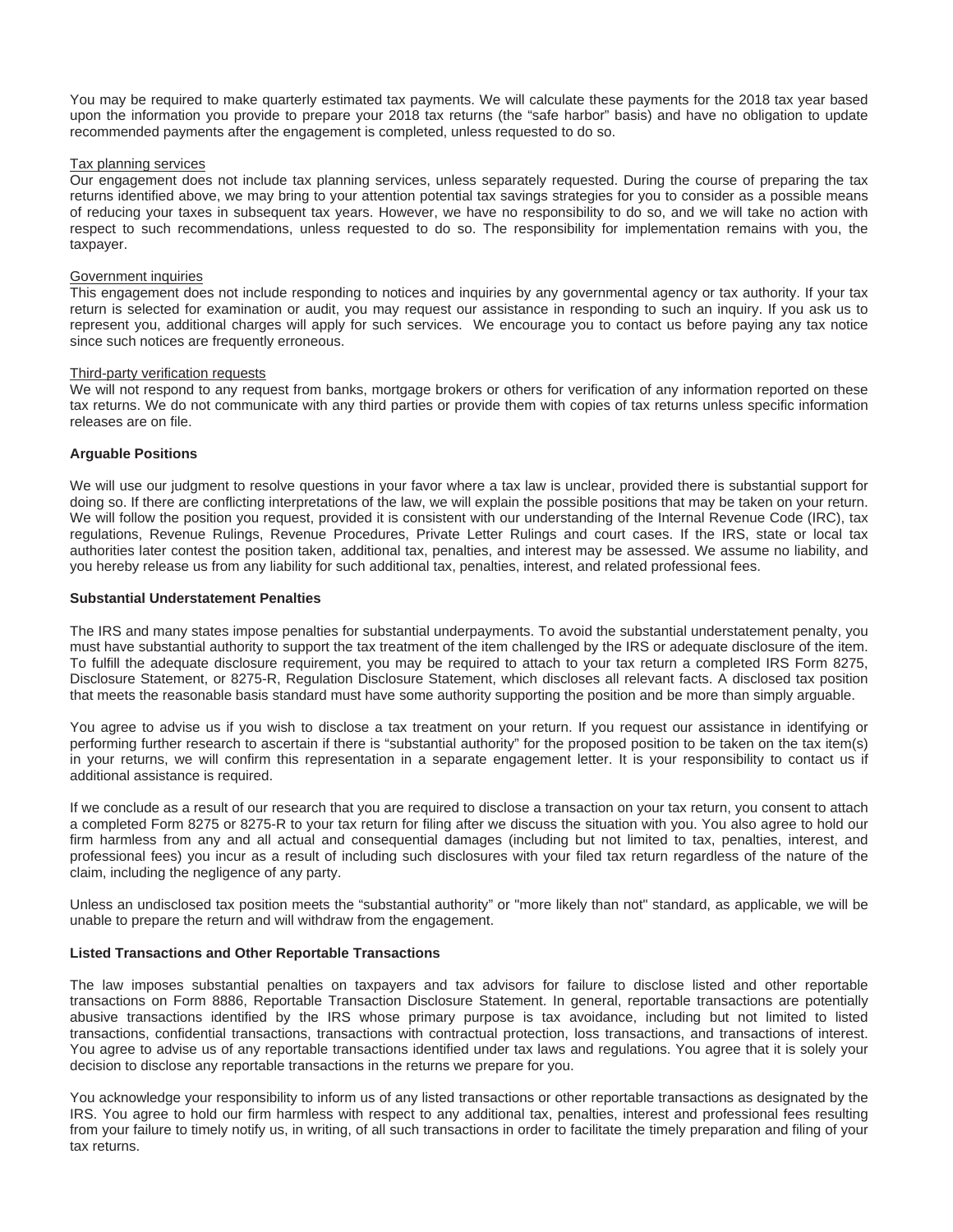You may be required to make quarterly estimated tax payments. We will calculate these payments for the 2018 tax year based upon the information you provide to prepare your 2018 tax returns (the "safe harbor" basis) and have no obligation to update recommended payments after the engagement is completed, unless requested to do so.

Tax planning services

Our engagement does not include tax planning services, unless separately requested. During the course of preparing the tax returns identified above, we may bring to your attention potential tax savings strategies for you to consider as a possible means of reducing your taxes in subsequent tax years. However, we have no responsibility to do so, and we will take no action with respect to such recommendations, unless requested to do so. The responsibility for implementation remains with you, the taxpayer.

Government inquiries

This engagement does not include responding to notices and inquiries by any governmental agency or tax authority. If your tax return is selected for examination or audit, you may request our assistance in responding to such an inquiry. If you ask us to represent you, additional charges will apply for such services. We encourage you to contact us before paying any tax notice since such notices are frequently erroneous.

Third-party verification requests

We will not respond to any request from banks, mortgage brokers or others for verification of any information reported on these tax returns. We do not communicate with any third parties or provide them with copies of tax returns unless specific information releases are on file.

**Arguable Positions**

We will use our judgment to resolve questions in your favor where a tax law is unclear, provided there is substantial support for doing so. If there are conflicting interpretations of the law, we will explain the possible positions that may be taken on your return. We will follow the position you request, provided it is consistent with our understanding of the Internal Revenue Code (IRC), tax regulations, Revenue Rulings, Revenue Procedures, Private Letter Rulings and court cases. If the IRS, state or local tax authorities later contest the position taken, additional tax, penalties, and interest may be assessed. We assume no liability, and you hereby release us from any liability for such additional tax, penalties, interest, and related professional fees.

**Substantial Understatement Penalties**

The IRS and many states impose penalties for substantial underpayments. To avoid the substantial understatement penalty, you must have substantial authority to support the tax treatment of the item challenged by the IRS or adequate disclosure of the item. To fulfill the adequate disclosure requirement, you may be required to attach to your tax return a completed IRS Form 8275, Disclosure Statement, or 8275-R, Regulation Disclosure Statement, which discloses all relevant facts. A disclosed tax position that meets the reasonable basis standard must have some authority supporting the position and be more than simply arguable.

You agree to advise us if you wish to disclose a tax treatment on your return. If you request our assistance in identifying or performing further research to ascertain if there is "substantial authority" for the proposed position to be taken on the tax item(s) in your returns, we will confirm this representation in a separate engagement letter. It is your responsibility to contact us if additional assistance is required.

If we conclude as a result of our research that you are required to disclose a transaction on your tax return, you consent to attach a completed Form 8275 or 8275-R to your tax return for filing after we discuss the situation with you. You also agree to hold our firm harmless from any and all actual and consequential damages (including but not limited to tax, penalties, interest, and professional fees) you incur as a result of including such disclosures with your filed tax return regardless of the nature of the claim, including the negligence of any party.

Unless an undisclosed tax position meets the "substantial authority" or "more likely than not" standard, as applicable, we will be unable to prepare the return and will withdraw from the engagement.

**Listed Transactions and Other Reportable Transactions**

The law imposes substantial penalties on taxpayers and tax advisors for failure to disclose listed and other reportable transactions on Form 8886, Reportable Transaction Disclosure Statement. In general, reportable transactions are potentially abusive transactions identified by the IRS whose primary purpose is tax avoidance, including but not limited to listed transactions, confidential transactions, transactions with contractual protection, loss transactions, and transactions of interest. You agree to advise us of any reportable transactions identified under tax laws and regulations. You agree that it is solely your decision to disclose any reportable transactions in the returns we prepare for you.

You acknowledge your responsibility to inform us of any listed transactions or other reportable transactions as designated by the IRS. You agree to hold our firm harmless with respect to any additional tax, penalties, interest and professional fees resulting from your failure to timely notify us, in writing, of all such transactions in order to facilitate the timely preparation and filing of your tax returns.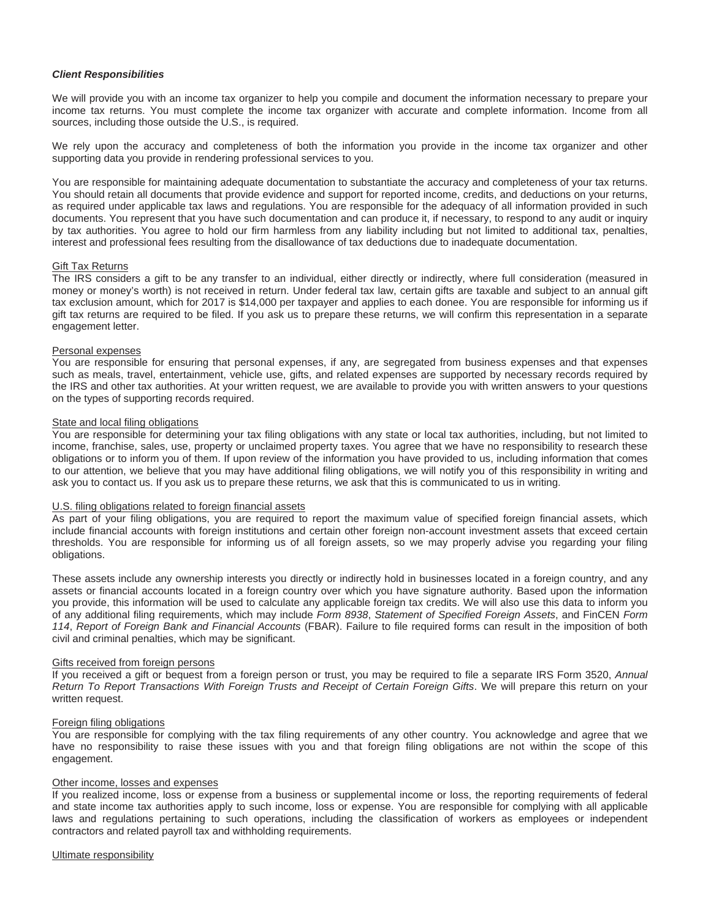***Client Responsibilities***

We will provide you with an income tax organizer to help you compile and document the information necessary to prepare your income tax returns. You must complete the income tax organizer with accurate and complete information. Income from all sources, including those outside the U.S., is required.

We rely upon the accuracy and completeness of both the information you provide in the income tax organizer and other supporting data you provide in rendering professional services to you.

You are responsible for maintaining adequate documentation to substantiate the accuracy and completeness of your tax returns. You should retain all documents that provide evidence and support for reported income, credits, and deductions on your returns, as required under applicable tax laws and regulations. You are responsible for the adequacy of all information provided in such documents. You represent that you have such documentation and can produce it, if necessary, to respond to any audit or inquiry by tax authorities. You agree to hold our firm harmless from any liability including but not limited to additional tax, penalties, interest and professional fees resulting from the disallowance of tax deductions due to inadequate documentation.

<u>Gift Tax Returns</u>
The IRS considers a gift to be any transfer to an individual, either directly or indirectly, where full consideration (measured in money or money's worth) is not received in return. Under federal tax law, certain gifts are taxable and subject to an annual gift tax exclusion amount, which for 2017 is $14,000 per taxpayer and applies to each donee. You are responsible for informing us if gift tax returns are required to be filed. If you ask us to prepare these returns, we will confirm this representation in a separate engagement letter.

<u>Personal expenses</u>
You are responsible for ensuring that personal expenses, if any, are segregated from business expenses and that expenses such as meals, travel, entertainment, vehicle use, gifts, and related expenses are supported by necessary records required by the IRS and other tax authorities. At your written request, we are available to provide you with written answers to your questions on the types of supporting records required.

<u>State and local filing obligations</u>
You are responsible for determining your tax filing obligations with any state or local tax authorities, including, but not limited to income, franchise, sales, use, property or unclaimed property taxes. You agree that we have no responsibility to research these obligations or to inform you of them. If upon review of the information you have provided to us, including information that comes to our attention, we believe that you may have additional filing obligations, we will notify you of this responsibility in writing and ask you to contact us. If you ask us to prepare these returns, we ask that this is communicated to us in writing.

<u>U.S. filing obligations related to foreign financial assets</u>
As part of your filing obligations, you are required to report the maximum value of specified foreign financial assets, which include financial accounts with foreign institutions and certain other foreign non-account investment assets that exceed certain thresholds. You are responsible for informing us of all foreign assets, so we may properly advise you regarding your filing obligations.

These assets include any ownership interests you directly or indirectly hold in businesses located in a foreign country, and any assets or financial accounts located in a foreign country over which you have signature authority. Based upon the information you provide, this information will be used to calculate any applicable foreign tax credits. We will also use this data to inform you of any additional filing requirements, which may include *Form 8938*, *Statement of Specified Foreign Assets*, and FinCEN *Form 114*, *Report of Foreign Bank and Financial Accounts* (FBAR). Failure to file required forms can result in the imposition of both civil and criminal penalties, which may be significant.

<u>Gifts received from foreign persons</u>
If you received a gift or bequest from a foreign person or trust, you may be required to file a separate IRS Form 3520, *Annual Return To Report Transactions With Foreign Trusts and Receipt of Certain Foreign Gifts*. We will prepare this return on your written request.

<u>Foreign filing obligations</u>
You are responsible for complying with the tax filing requirements of any other country. You acknowledge and agree that we have no responsibility to raise these issues with you and that foreign filing obligations are not within the scope of this engagement.

<u>Other income, losses and expenses</u>
If you realized income, loss or expense from a business or supplemental income or loss, the reporting requirements of federal and state income tax authorities apply to such income, loss or expense. You are responsible for complying with all applicable laws and regulations pertaining to such operations, including the classification of workers as employees or independent contractors and related payroll tax and withholding requirements.

<u>Ultimate responsibility</u>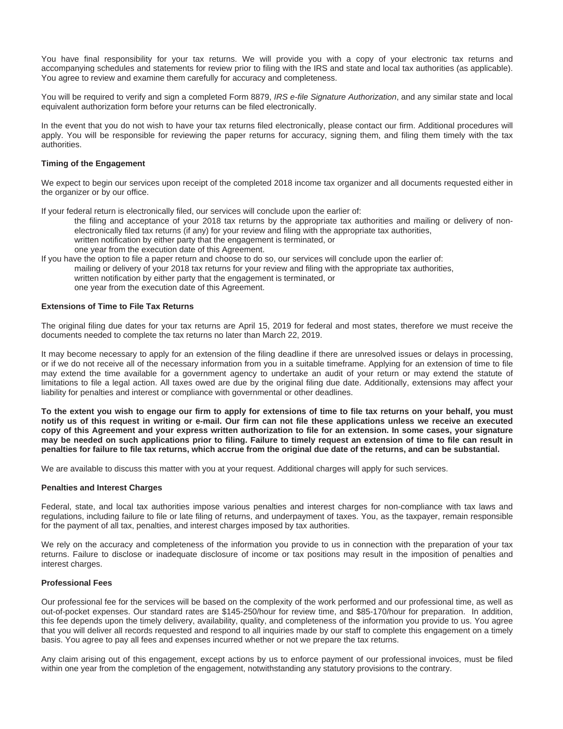You have final responsibility for your tax returns. We will provide you with a copy of your electronic tax returns and accompanying schedules and statements for review prior to filing with the IRS and state and local tax authorities (as applicable). You agree to review and examine them carefully for accuracy and completeness.

You will be required to verify and sign a completed Form 8879, *IRS e-file Signature Authorization*, and any similar state and local equivalent authorization form before your returns can be filed electronically.

In the event that you do not wish to have your tax returns filed electronically, please contact our firm. Additional procedures will apply. You will be responsible for reviewing the paper returns for accuracy, signing them, and filing them timely with the tax authorities.

**Timing of the Engagement**

We expect to begin our services upon receipt of the completed 2018 income tax organizer and all documents requested either in the organizer or by our office.

If your federal return is electronically filed, our services will conclude upon the earlier of:

- the filing and acceptance of your 2018 tax returns by the appropriate tax authorities and mailing or delivery of non-electronically filed tax returns (if any) for your review and filing with the appropriate tax authorities,
- written notification by either party that the engagement is terminated, or
- one year from the execution date of this Agreement.

If you have the option to file a paper return and choose to do so, our services will conclude upon the earlier of:

- mailing or delivery of your 2018 tax returns for your review and filing with the appropriate tax authorities,
- written notification by either party that the engagement is terminated, or
- one year from the execution date of this Agreement.

**Extensions of Time to File Tax Returns**

The original filing due dates for your tax returns are April 15, 2019 for federal and most states, therefore we must receive the documents needed to complete the tax returns no later than March 22, 2019.

It may become necessary to apply for an extension of the filing deadline if there are unresolved issues or delays in processing, or if we do not receive all of the necessary information from you in a suitable timeframe. Applying for an extension of time to file may extend the time available for a government agency to undertake an audit of your return or may extend the statute of limitations to file a legal action. All taxes owed are due by the original filing due date. Additionally, extensions may affect your liability for penalties and interest or compliance with governmental or other deadlines.

**To the extent you wish to engage our firm to apply for extensions of time to file tax returns on your behalf, you must notify us of this request in writing or e-mail. Our firm can not file these applications unless we receive an executed copy of this Agreement and your express written authorization to file for an extension. In some cases, your signature may be needed on such applications prior to filing. Failure to timely request an extension of time to file can result in penalties for failure to file tax returns, which accrue from the original due date of the returns, and can be substantial.**

We are available to discuss this matter with you at your request. Additional charges will apply for such services.

**Penalties and Interest Charges**

Federal, state, and local tax authorities impose various penalties and interest charges for non-compliance with tax laws and regulations, including failure to file or late filing of returns, and underpayment of taxes. You, as the taxpayer, remain responsible for the payment of all tax, penalties, and interest charges imposed by tax authorities.

We rely on the accuracy and completeness of the information you provide to us in connection with the preparation of your tax returns. Failure to disclose or inadequate disclosure of income or tax positions may result in the imposition of penalties and interest charges.

**Professional Fees**

Our professional fee for the services will be based on the complexity of the work performed and our professional time, as well as out-of-pocket expenses. Our standard rates are $145-250/hour for review time, and $85-170/hour for preparation. In addition, this fee depends upon the timely delivery, availability, quality, and completeness of the information you provide to us. You agree that you will deliver all records requested and respond to all inquiries made by our staff to complete this engagement on a timely basis. You agree to pay all fees and expenses incurred whether or not we prepare the tax returns.

Any claim arising out of this engagement, except actions by us to enforce payment of our professional invoices, must be filed within one year from the completion of the engagement, notwithstanding any statutory provisions to the contrary.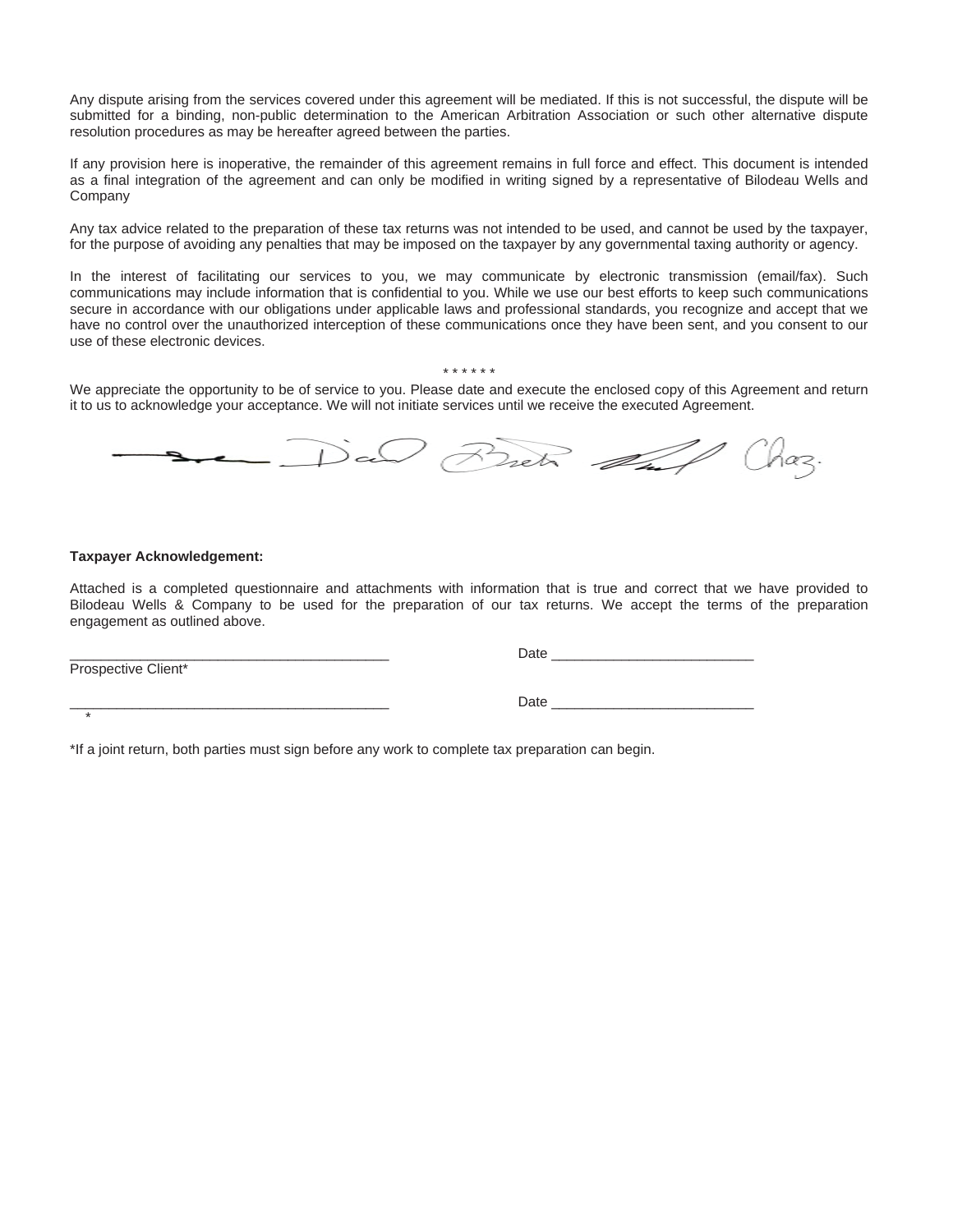Any dispute arising from the services covered under this agreement will be mediated. If this is not successful, the dispute will be submitted for a binding, non-public determination to the American Arbitration Association or such other alternative dispute resolution procedures as may be hereafter agreed between the parties.

If any provision here is inoperative, the remainder of this agreement remains in full force and effect. This document is intended as a final integration of the agreement and can only be modified in writing signed by a representative of Bilodeau Wells and Company

Any tax advice related to the preparation of these tax returns was not intended to be used, and cannot be used by the taxpayer, for the purpose of avoiding any penalties that may be imposed on the taxpayer by any governmental taxing authority or agency.

In the interest of facilitating our services to you, we may communicate by electronic transmission (email/fax). Such communications may include information that is confidential to you. While we use our best efforts to keep such communications secure in accordance with our obligations under applicable laws and professional standards, you recognize and accept that we have no control over the unauthorized interception of these communications once they have been sent, and you consent to our use of these electronic devices.

\* \* \* \* \* \*

We appreciate the opportunity to be of service to you. Please date and execute the enclosed copy of this Agreement and return it to us to acknowledge your acceptance. We will not initiate services until we receive the executed Agreement.

**Taxpayer Acknowledgement:**

Attached is a completed questionnaire and attachments with information that is true and correct that we have provided to Bilodeau Wells & Company to be used for the preparation of our tax returns. We accept the terms of the preparation engagement as outlined above.

_________________________________________ Date __________________________
Prospective Client*

_________________________________________ Date __________________________
*

*If a joint return, both parties must sign before any work to complete tax preparation can begin.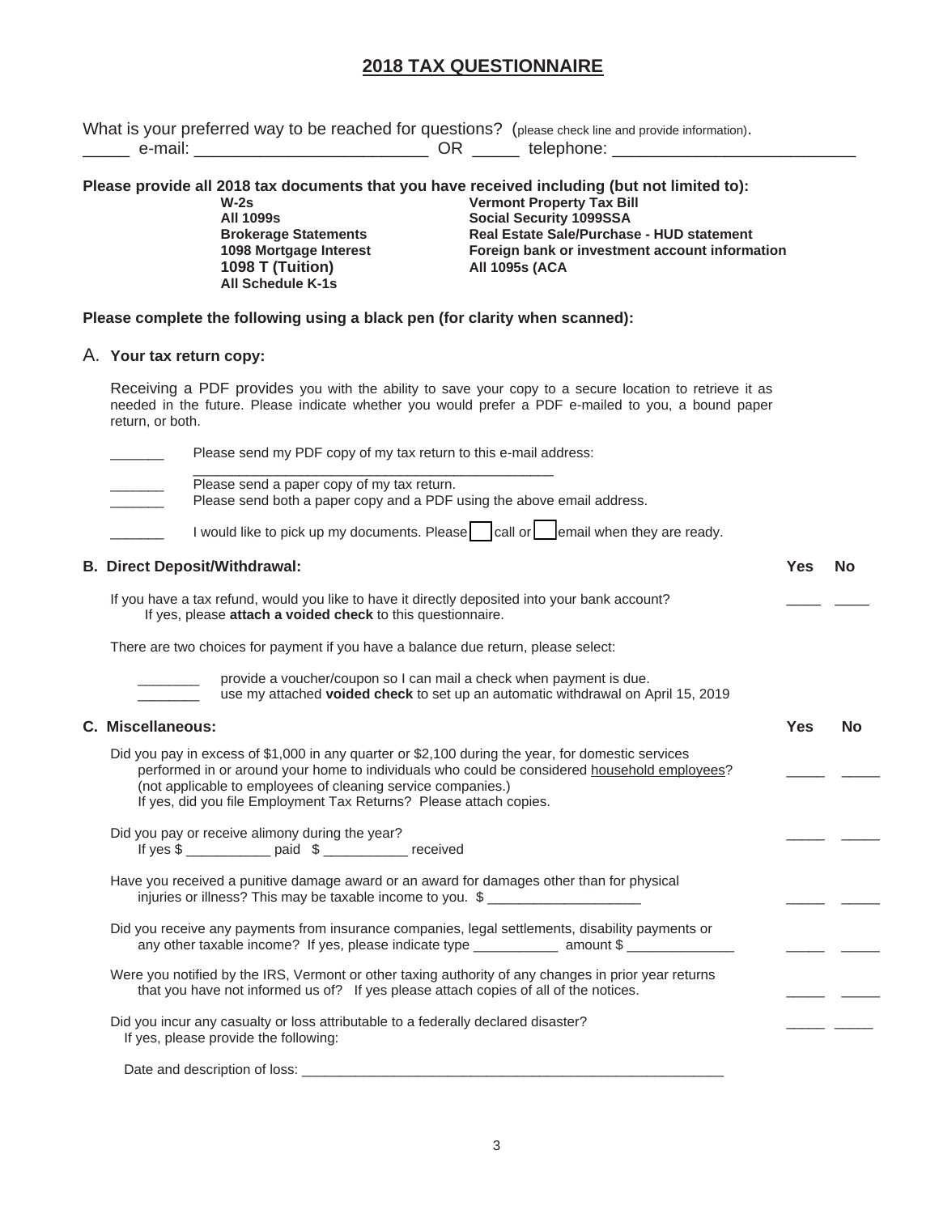# 2018 TAX QUESTIONNAIRE

What is your preferred way to be reached for questions? (please check line and provide information).

_____ e-mail: _________________________ OR _____ telephone: _________________________

**Please provide all 2018 tax documents that you have received including (but not limited to):**

| | |
|---|---|
| **W-2s** | **Vermont Property Tax Bill** |
| **All 1099s** | **Social Security 1099SSA** |
| **Brokerage Statements** | **Real Estate Sale/Purchase - HUD statement** |
| **1098 Mortgage Interest** | **Foreign bank or investment account information** |
| **1098 T (Tuition)** | **All 1095s (ACA** |
| **All Schedule K-1s** | |

**Please complete the following using a black pen (for clarity when scanned):**

A. **Your tax return copy:**

Receiving a PDF provides you with the ability to save your copy to a secure location to retrieve it as needed in the future. Please indicate whether you would prefer a PDF e-mailed to you, a bound paper return, or both.

_______ Please send my PDF copy of my tax return to this e-mail address:
_______________________________________________

_______ Please send a paper copy of my tax return.

_______ Please send both a paper copy and a PDF using the above email address.

_______ I would like to pick up my documents. Please ☐ call or ☐ email when they are ready.

**B. Direct Deposit/Withdrawal:** **Yes** **No**

If you have a tax refund, would you like to have it directly deposited into your bank account? ____ ____
If yes, please **attach a voided check** to this questionnaire.

There are two choices for payment if you have a balance due return, please select:

________ provide a voucher/coupon so I can mail a check when payment is due.

________ use my attached **voided check** to set up an automatic withdrawal on April 15, 2019

**C. Miscellaneous:** **Yes** **No**

Did you pay in excess of $1,000 in any quarter or $2,100 during the year, for domestic services performed in or around your home to individuals who could be considered household employees? (not applicable to employees of cleaning service companies.) _____ _____
If yes, did you file Employment Tax Returns? Please attach copies.

Did you pay or receive alimony during the year? _____ _____
If yes $ ___________ paid $ ___________ received

Have you received a punitive damage award or an award for damages other than for physical injuries or illness? This may be taxable income to you. $ ____________________ _____ _____

Did you receive any payments from insurance companies, legal settlements, disability payments or any other taxable income? If yes, please indicate type ___________ amount $ ______________ _____ _____

Were you notified by the IRS, Vermont or other taxing authority of any changes in prior year returns that you have not informed us of? If yes please attach copies of all of the notices. _____ _____

Did you incur any casualty or loss attributable to a federally declared disaster? _____ _____
If yes, please provide the following:

Date and description of loss: _______________________________________________________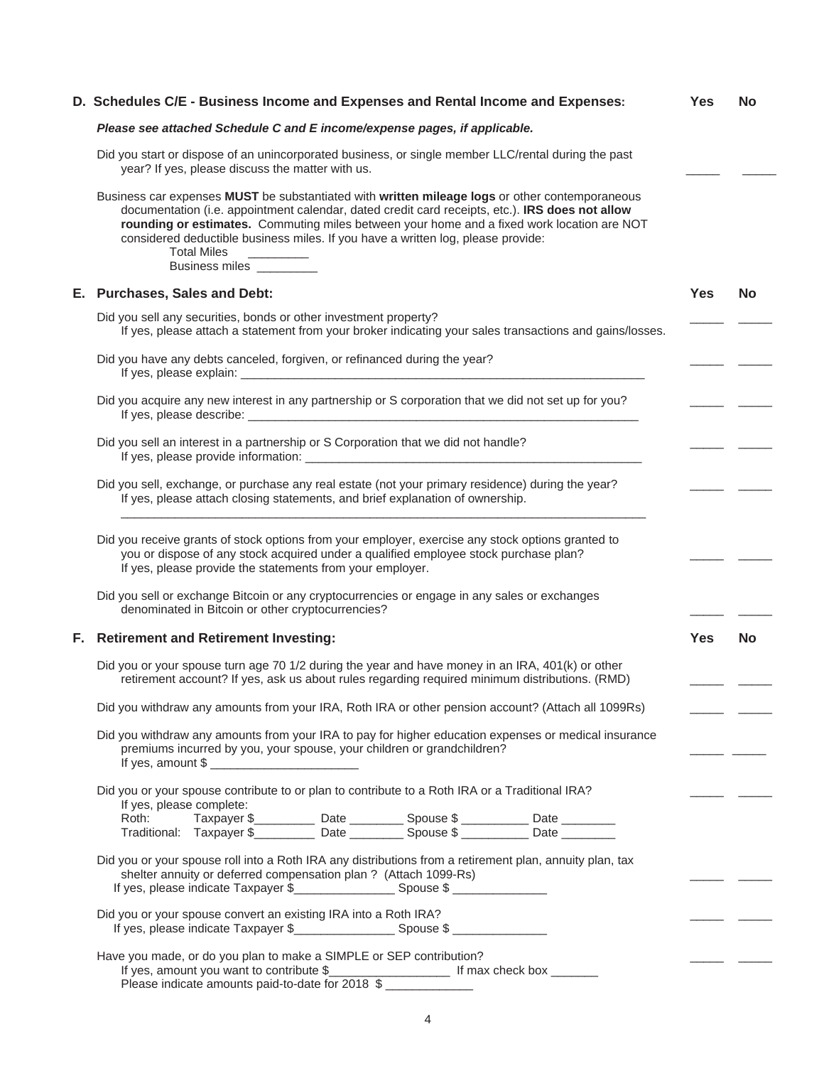### D. Schedules C/E - Business Income and Expenses and Rental Income and Expenses:

| | Yes | No |
|---|---|---|
| ***Please see attached Schedule C and E income/expense pages, if applicable.*** | | |
| Did you start or dispose of an unincorporated business, or single member LLC/rental during the past year? If yes, please discuss the matter with us. | _____ | _____ |
| Business car expenses **MUST** be substantiated with **written mileage logs** or other contemporaneous documentation (i.e. appointment calendar, dated credit card receipts, etc.). **IRS does not allow rounding or estimates.** Commuting miles between your home and a fixed work location are NOT considered deductible business miles. If you have a written log, please provide:<br>Total Miles _________<br>Business miles _________ | | |

### E. Purchases, Sales and Debt:

| | Yes | No |
|---|---|---|
| Did you sell any securities, bonds or other investment property?<br>If yes, please attach a statement from your broker indicating your sales transactions and gains/losses. | _____ | _____ |
| Did you have any debts canceled, forgiven, or refinanced during the year?<br>If yes, please explain: ______________________________________________________________ | _____ | _____ |
| Did you acquire any new interest in any partnership or S corporation that we did not set up for you?<br>If yes, please describe: ______________________________________________________________ | _____ | _____ |
| Did you sell an interest in a partnership or S Corporation that we did not handle?<br>If yes, please provide information: ____________________________________________________ | _____ | _____ |
| Did you sell, exchange, or purchase any real estate (not your primary residence) during the year?<br>If yes, please attach closing statements, and brief explanation of ownership.<br>______________________________________________________________________________ | _____ | _____ |
| Did you receive grants of stock options from your employer, exercise any stock options granted to you or dispose of any stock acquired under a qualified employee stock purchase plan?<br>If yes, please provide the statements from your employer. | _____ | _____ |
| Did you sell or exchange Bitcoin or any cryptocurrencies or engage in any sales or exchanges denominated in Bitcoin or other cryptocurrencies? | _____ | _____ |

### F. Retirement and Retirement Investing:

| | Yes | No |
|---|---|---|
| Did you or your spouse turn age 70 1/2 during the year and have money in an IRA, 401(k) or other retirement account? If yes, ask us about rules regarding required minimum distributions. (RMD) | _____ | _____ |
| Did you withdraw any amounts from your IRA, Roth IRA or other pension account? (Attach all 1099Rs) | _____ | _____ |
| Did you withdraw any amounts from your IRA to pay for higher education expenses or medical insurance premiums incurred by you, your spouse, your children or grandchildren?<br>If yes, amount $ ______________________ | _____ | _____ |
| Did you or your spouse contribute to or plan to contribute to a Roth IRA or a Traditional IRA?<br>If yes, please complete:<br>Roth: Taxpayer $_________ Date ________ Spouse $ __________ Date ________<br>Traditional: Taxpayer $_________ Date ________ Spouse $ __________ Date ________ | _____ | _____ |
| Did you or your spouse roll into a Roth IRA any distributions from a retirement plan, annuity plan, tax shelter annuity or deferred compensation plan ? (Attach 1099-Rs)<br>If yes, please indicate Taxpayer $_______________ Spouse $ ______________ | _____ | _____ |
| Did you or your spouse convert an existing IRA into a Roth IRA?<br>If yes, please indicate Taxpayer $_______________ Spouse $ ______________ | _____ | _____ |
| Have you made, or do you plan to make a SIMPLE or SEP contribution?<br>If yes, amount you want to contribute $__________________ If max check box _______<br>Please indicate amounts paid-to-date for 2018 $ _____________ | _____ | _____ |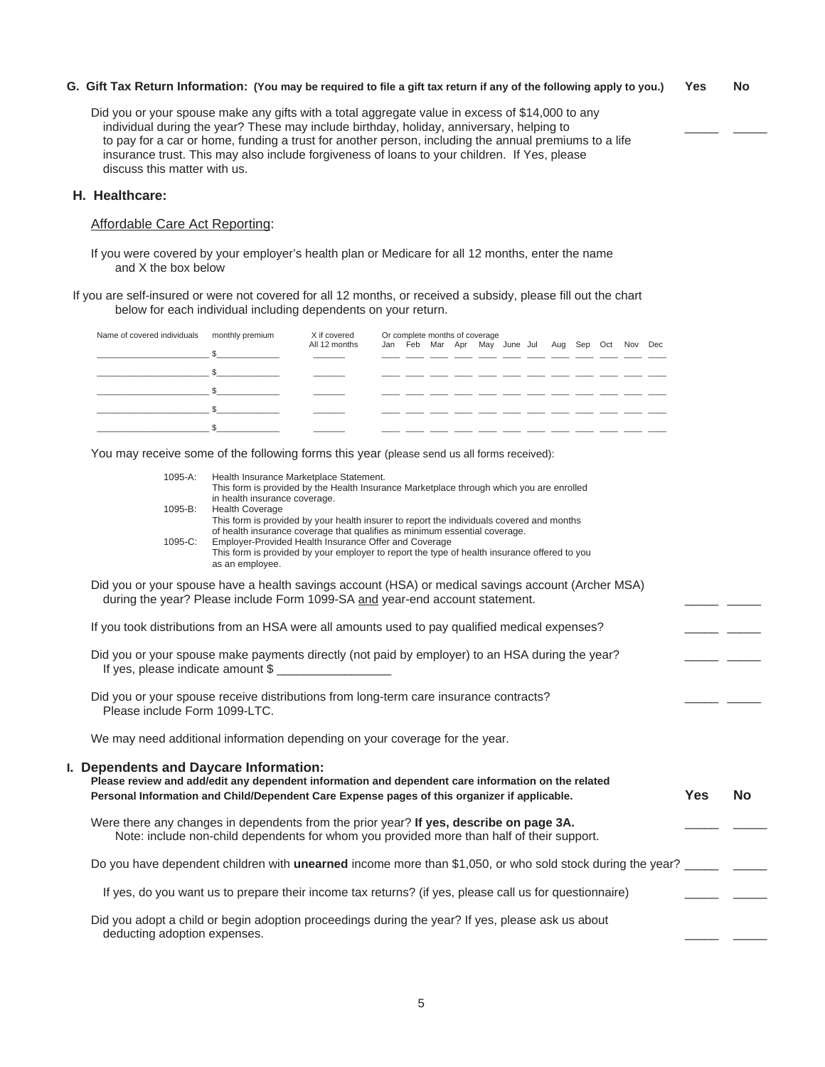## G. Gift Tax Return Information: (You may be required to file a gift tax return if any of the following apply to you.)

| | Yes | No |
|---|---|---|
| Did you or your spouse make any gifts with a total aggregate value in excess of $14,000 to any individual during the year? These may include birthday, holiday, anniversary, helping to to pay for a car or home, funding a trust for another person, including the annual premiums to a life insurance trust. This may also include forgiveness of loans to your children. If Yes, please discuss this matter with us. | _____ | _____ |

## H. Healthcare:

Affordable Care Act Reporting:

If you were covered by your employer's health plan or Medicare for all 12 months, enter the name and X the box below

If you are self-insured or were not covered for all 12 months, or received a subsidy, please fill out the chart below for each individual including dependents on your return.

| Name of covered individuals | monthly premium | X if covered All 12 months | Jan | Feb | Mar | Apr | May | June | Jul | Aug | Sep | Oct | Nov | Dec |
|---|---|---|---|---|---|---|---|---|---|---|---|---|---|---|
| ____________________ | $____________ | ______ | ___ | ___ | ___ | ___ | ___ | ___ | ___ | ___ | ___ | ___ | ___ | ___ |
| ____________________ | $____________ | ______ | ___ | ___ | ___ | ___ | ___ | ___ | ___ | ___ | ___ | ___ | ___ | ___ |
| ____________________ | $____________ | ______ | ___ | ___ | ___ | ___ | ___ | ___ | ___ | ___ | ___ | ___ | ___ | ___ |
| ____________________ | $____________ | ______ | ___ | ___ | ___ | ___ | ___ | ___ | ___ | ___ | ___ | ___ | ___ | ___ |
| ____________________ | $____________ | ______ | ___ | ___ | ___ | ___ | ___ | ___ | ___ | ___ | ___ | ___ | ___ | ___ |

(Or complete months of coverage)

You may receive some of the following forms this year (please send us all forms received):

- 1095-A: Health Insurance Marketplace Statement.
  This form is provided by the Health Insurance Marketplace through which you are enrolled in health insurance coverage.
- 1095-B: Health Coverage
  This form is provided by your health insurer to report the individuals covered and months of health insurance coverage that qualifies as minimum essential coverage.
- 1095-C: Employer-Provided Health Insurance Offer and Coverage
  This form is provided by your employer to report the type of health insurance offered to you as an employee.

| | Yes | No |
|---|---|---|
| Did you or your spouse have a health savings account (HSA) or medical savings account (Archer MSA) during the year? Please include Form 1099-SA and year-end account statement. | _____ | _____ |
| If you took distributions from an HSA were all amounts used to pay qualified medical expenses? | _____ | _____ |
| Did you or your spouse make payments directly (not paid by employer) to an HSA during the year? If yes, please indicate amount $ _________________ | _____ | _____ |
| Did you or your spouse receive distributions from long-term care insurance contracts? Please include Form 1099-LTC. | _____ | _____ |

We may need additional information depending on your coverage for the year.

## I. Dependents and Daycare Information:

**Please review and add/edit any dependent information and dependent care information on the related Personal Information and Child/Dependent Care Expense pages of this organizer if applicable.**

| | Yes | No |
|---|---|---|
| Were there any changes in dependents from the prior year? **If yes, describe on page 3A.** Note: include non-child dependents for whom you provided more than half of their support. | _____ | _____ |
| Do you have dependent children with **unearned** income more than $1,050, or who sold stock during the year? | _____ | _____ |
| If yes, do you want us to prepare their income tax returns? (if yes, please call us for questionnaire) | _____ | _____ |
| Did you adopt a child or begin adoption proceedings during the year? If yes, please ask us about deducting adoption expenses. | _____ | _____ |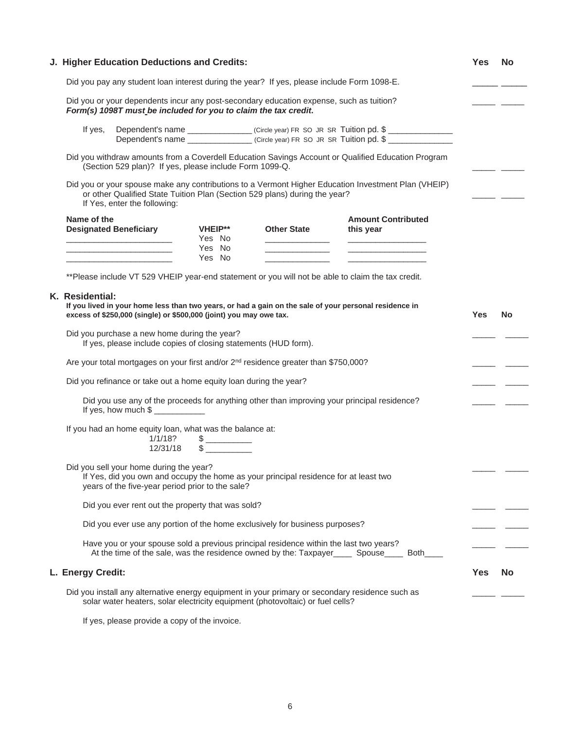## J. Higher Education Deductions and Credits:

| | Yes | No |
|---|---|---|
| Did you pay any student loan interest during the year? If yes, please include Form 1098-E. | _____ | _____ |
| Did you or your dependents incur any post-secondary education expense, such as tuition? ***Form(s) 1098T must be included for you to claim the tax credit.*** | _____ | _____ |

If yes, Dependent's name ______________ (Circle year) FR SO JR SR Tuition pd. $ ______________
Dependent's name ______________ (Circle year) FR SO JR SR Tuition pd. $ ______________

| | Yes | No |
|---|---|---|
| Did you withdraw amounts from a Coverdell Education Savings Account or Qualified Education Program (Section 529 plan)? If yes, please include Form 1099-Q. | _____ | _____ |
| Did you or your spouse make any contributions to a Vermont Higher Education Investment Plan (VHEIP) or other Qualified State Tuition Plan (Section 529 plans) during the year? If Yes, enter the following: | _____ | _____ |

| Name of the Designated Beneficiary | VHEIP** | Other State | Amount Contributed this year |
|---|---|---|---|
| ______________________ | Yes No | ______________ | _________________ |
| ______________________ | Yes No | ______________ | _________________ |
| ______________________ | Yes No | ______________ | _________________ |

**Please include VT 529 VHEIP year-end statement or you will not be able to claim the tax credit.

## K. Residential:

**If you lived in your home less than two years, or had a gain on the sale of your personal residence in excess of $250,000 (single) or $500,000 (joint) you may owe tax.**

| | Yes | No |
|---|---|---|
| Did you purchase a new home during the year? If yes, please include copies of closing statements (HUD form). | _____ | _____ |
| Are your total mortgages on your first and/or 2nd residence greater than $750,000? | _____ | _____ |
| Did you refinance or take out a home equity loan during the year? | _____ | _____ |
| Did you use any of the proceeds for anything other than improving your principal residence? If yes, how much $ ___________ | _____ | _____ |

If you had an home equity loan, what was the balance at:
1/1/18? $ __________
12/31/18 $ __________

| | Yes | No |
|---|---|---|
| Did you sell your home during the year? If Yes, did you own and occupy the home as your principal residence for at least two years of the five-year period prior to the sale? | _____ | _____ |
| Did you ever rent out the property that was sold? | _____ | _____ |
| Did you ever use any portion of the home exclusively for business purposes? | _____ | _____ |
| Have you or your spouse sold a previous principal residence within the last two years? At the time of the sale, was the residence owned by the: Taxpayer____ Spouse____ Both____ | _____ | _____ |

## L. Energy Credit:

| | Yes | No |
|---|---|---|
| Did you install any alternative energy equipment in your primary or secondary residence such as solar water heaters, solar electricity equipment (photovoltaic) or fuel cells? | _____ | _____ |

If yes, please provide a copy of the invoice.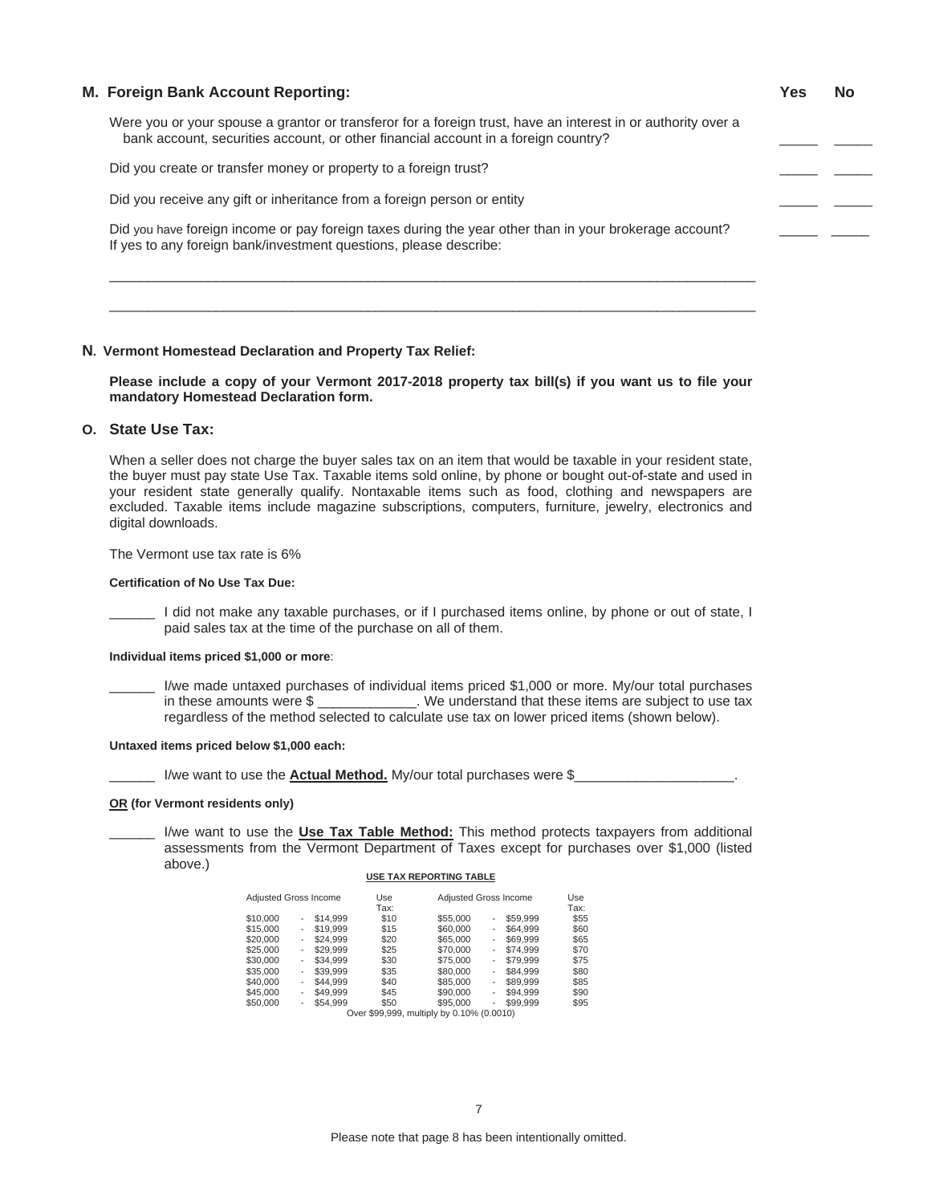## M. Foreign Bank Account Reporting:

| | Yes | No |
|---|---|---|
| Were you or your spouse a grantor or transferor for a foreign trust, have an interest in or authority over a bank account, securities account, or other financial account in a foreign country? | _____ | _____ |
| Did you create or transfer money or property to a foreign trust? | _____ | _____ |
| Did you receive any gift or inheritance from a foreign person or entity | _____ | _____ |
| Did you have foreign income or pay foreign taxes during the year other than in your brokerage account? | _____ | _____ |

If yes to any foreign bank/investment questions, please describe:

_____________________________________________________________________________________

_____________________________________________________________________________________

## N. Vermont Homestead Declaration and Property Tax Relief:

**Please include a copy of your Vermont 2017-2018 property tax bill(s) if you want us to file your mandatory Homestead Declaration form.**

## O. State Use Tax:

When a seller does not charge the buyer sales tax on an item that would be taxable in your resident state, the buyer must pay state Use Tax. Taxable items sold online, by phone or bought out-of-state and used in your resident state generally qualify. Nontaxable items such as food, clothing and newspapers are excluded. Taxable items include magazine subscriptions, computers, furniture, jewelry, electronics and digital downloads.

The Vermont use tax rate is 6%

**Certification of No Use Tax Due:**

______ I did not make any taxable purchases, or if I purchased items online, by phone or out of state, I paid sales tax at the time of the purchase on all of them.

**Individual items priced $1,000 or more**:

______ I/we made untaxed purchases of individual items priced $1,000 or more. My/our total purchases in these amounts were $ _____________. We understand that these items are subject to use tax regardless of the method selected to calculate use tax on lower priced items (shown below).

**Untaxed items priced below $1,000 each:**

______ I/we want to use the **Actual Method.** My/our total purchases were $_____________________.

**OR (for Vermont residents only)**

______ I/we want to use the **Use Tax Table Method:** This method protects taxpayers from additional assessments from the Vermont Department of Taxes except for purchases over $1,000 (listed above.)

**USE TAX REPORTING TABLE**

| Adjusted Gross Income | Use Tax: | Adjusted Gross Income | Use Tax: |
|---|---|---|---|
| $10,000 - $14,999 | $10 | $55,000 - $59,999 | $55 |
| $15,000 - $19,999 | $15 | $60,000 - $64,999 | $60 |
| $20,000 - $24,999 | $20 | $65,000 - $69,999 | $65 |
| $25,000 - $29,999 | $25 | $70,000 - $74,999 | $70 |
| $30,000 - $34,999 | $30 | $75,000 - $79,999 | $75 |
| $35,000 - $39,999 | $35 | $80,000 - $84,999 | $80 |
| $40,000 - $44,999 | $40 | $85,000 - $89,999 | $85 |
| $45,000 - $49,999 | $45 | $90,000 - $94,999 | $90 |
| $50,000 - $54,999 | $50 | $95,000 - $99,999 | $95 |

Over $99,999, multiply by 0.10% (0.0010)

Please note that page 8 has been intentionally omitted.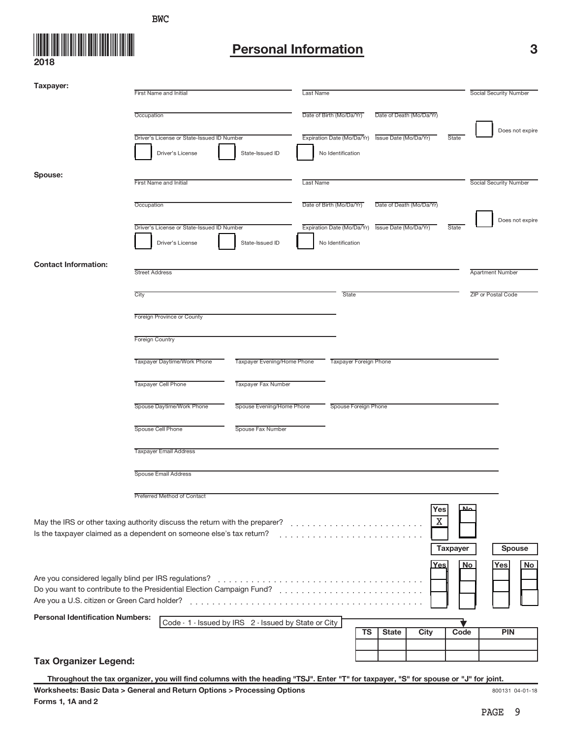BWC

2018

# Personal Information

3

**Taxpayer:**

| First Name and Initial | Last Name | Social Security Number |
|---|---|---|
| | | |

| Occupation | Date of Birth (Mo/Da/Yr) | Date of Death (Mo/Da/Yr) |
|---|---|---|
| | | |

| Driver's License or State-Issued ID Number | Expiration Date (Mo/Da/Yr) | Issue Date (Mo/Da/Yr) | State | Does not expire |
|---|---|---|---|---|
| | | | | |

☐ Driver's License ☐ State-Issued ID ☐ No Identification

**Spouse:**

| First Name and Initial | Last Name | Social Security Number |
|---|---|---|
| | | |

| Occupation | Date of Birth (Mo/Da/Yr) | Date of Death (Mo/Da/Yr) |
|---|---|---|
| | | |

| Driver's License or State-Issued ID Number | Expiration Date (Mo/Da/Yr) | Issue Date (Mo/Da/Yr) | State | Does not expire |
|---|---|---|---|---|
| | | | | |

☐ Driver's License ☐ State-Issued ID ☐ No Identification

**Contact Information:**

| Street Address | Apartment Number |
|---|---|
| | |

| City | State | ZIP or Postal Code |
|---|---|---|
| | | |

Foreign Province or County

Foreign Country

| Taxpayer Daytime/Work Phone | Taxpayer Evening/Home Phone | Taxpayer Foreign Phone |
|---|---|---|
| | | |

| Taxpayer Cell Phone | Taxpayer Fax Number |
|---|---|
| | |

| Spouse Daytime/Work Phone | Spouse Evening/Home Phone | Spouse Foreign Phone |
|---|---|---|
| | | |

| Spouse Cell Phone | Spouse Fax Number |
|---|---|
| | |

Taxpayer Email Address

Spouse Email Address

Preferred Method of Contact

| | Yes | No |
|---|---|---|
| May the IRS or other taxing authority discuss the return with the preparer? | X | |
| Is the taxpayer claimed as a dependent on someone else's tax return? | | |

| | Taxpayer Yes | Taxpayer No | Spouse Yes | Spouse No |
|---|---|---|---|---|
| Are you considered legally blind per IRS regulations? | | | | |
| Do you want to contribute to the Presidential Election Campaign Fund? | | | | |
| Are you a U.S. citizen or Green Card holder? | | | | |

**Personal Identification Numbers:** Code - 1 - Issued by IRS 2 - Issued by State or City

| TS | State | City | Code | PIN |
|---|---|---|---|---|
| | | | | |
| | | | | |

## Tax Organizer Legend:

**Throughout the tax organizer, you will find columns with the heading "TSJ". Enter "T" for taxpayer, "S" for spouse or "J" for joint.**

**Worksheets: Basic Data > General and Return Options > Processing Options**
**Forms 1, 1A and 2**

800131 04-01-18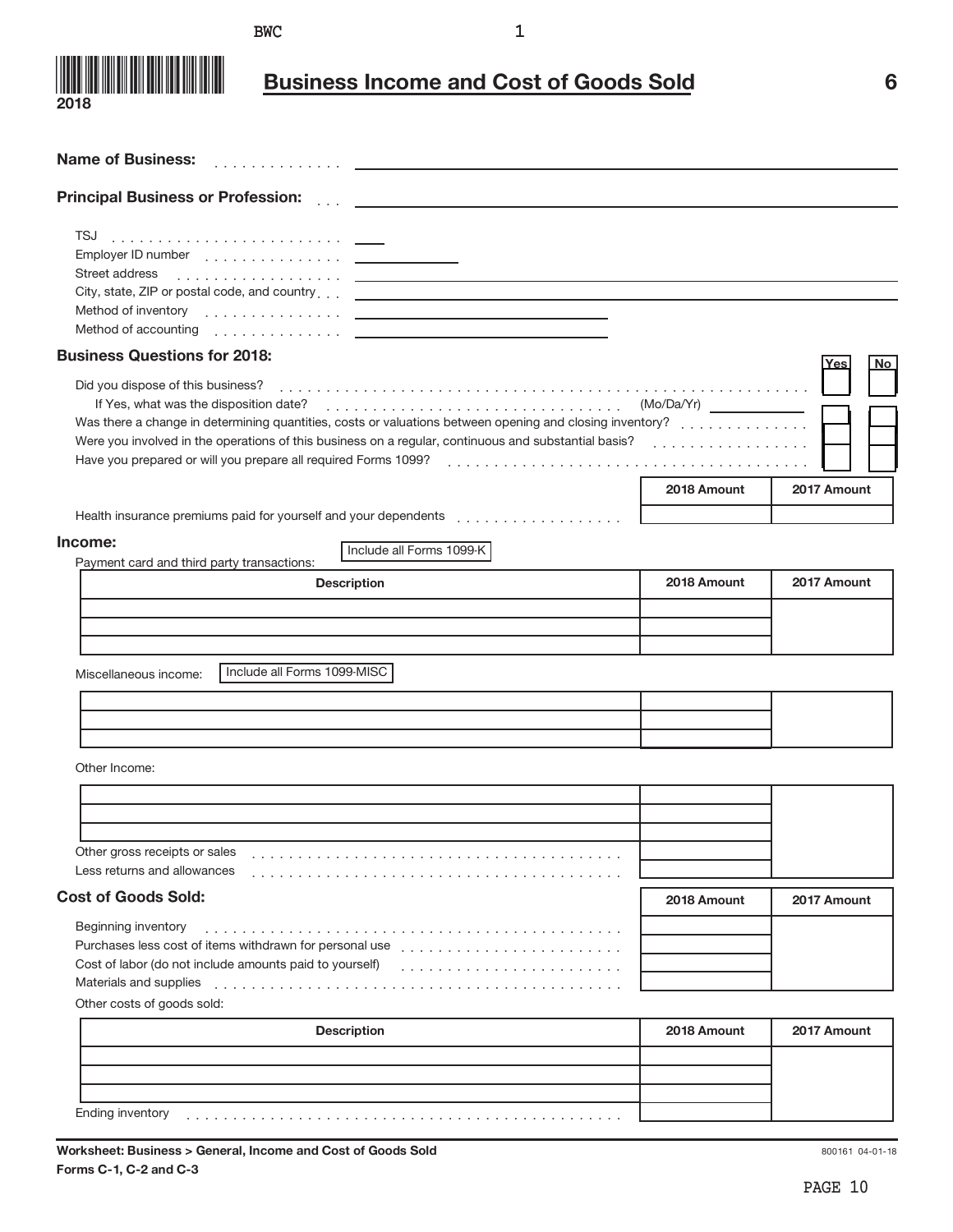2018

# Business Income and Cost of Goods Sold

6

**Name of Business:**

**Principal Business or Profession:**

TSJ

Employer ID number

Street address

City, state, ZIP or postal code, and country

Method of inventory

Method of accounting

### Business Questions for 2018:

| | Yes | No |
|---|---|---|
| Did you dispose of this business? | | |
| If Yes, what was the disposition date? (Mo/Da/Yr) | | |
| Was there a change in determining quantities, costs or valuations between opening and closing inventory? | | |
| Were you involved in the operations of this business on a regular, continuous and substantial basis? | | |
| Have you prepared or will you prepare all required Forms 1099? | | |

| | 2018 Amount | 2017 Amount |
|---|---|---|
| Health insurance premiums paid for yourself and your dependents | | |

### Income:

Payment card and third party transactions: Include all Forms 1099-K

| Description | 2018 Amount | 2017 Amount |
|---|---|---|
| | | |
| | | |
| | | |

Miscellaneous income: Include all Forms 1099-MISC

| Description | 2018 Amount | 2017 Amount |
|---|---|---|
| | | |
| | | |
| | | |

Other Income:

| Description | 2018 Amount | 2017 Amount |
|---|---|---|
| | | |
| | | |
| | | |
| Other gross receipts or sales | | |
| Less returns and allowances | | |

### Cost of Goods Sold:

| | 2018 Amount | 2017 Amount |
|---|---|---|
| Beginning inventory | | |
| Purchases less cost of items withdrawn for personal use | | |
| Cost of labor (do not include amounts paid to yourself) | | |
| Materials and supplies | | |

Other costs of goods sold:

| Description | 2018 Amount | 2017 Amount |
|---|---|---|
| | | |
| | | |
| | | |
| Ending inventory | | |

**Worksheet: Business > General, Income and Cost of Goods Sold**
**Forms C-1, C-2 and C-3**

800161 04-01-18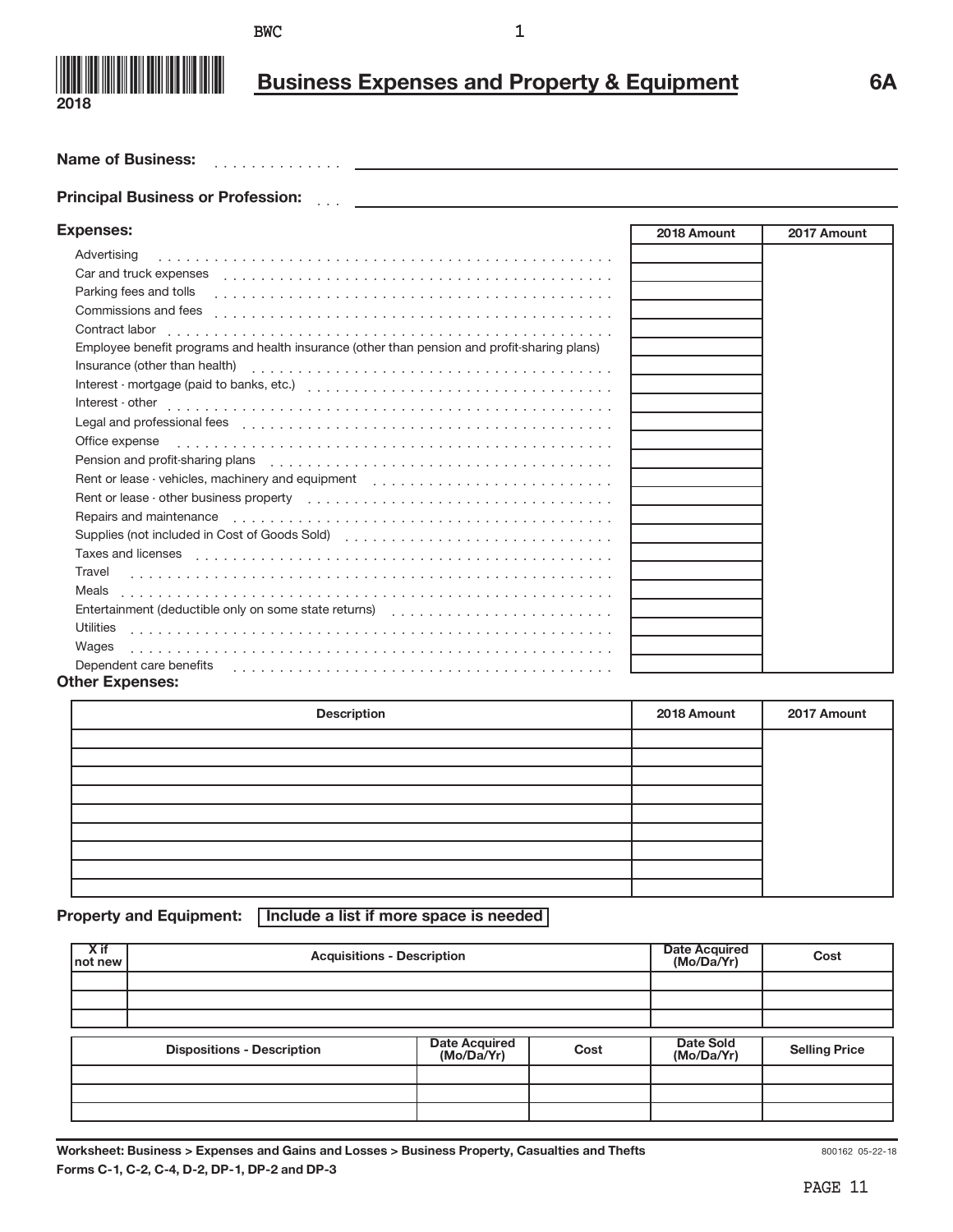BWC 1

2018

# Business Expenses and Property & Equipment

**6A**

**Name of Business:** . . . . . . . . . . . . . .

**Principal Business or Profession:** . . .

**Expenses:**

| | 2018 Amount | 2017 Amount |
|---|---|---|
| Advertising | | |
| Car and truck expenses | | |
| Parking fees and tolls | | |
| Commissions and fees | | |
| Contract labor | | |
| Employee benefit programs and health insurance (other than pension and profit-sharing plans) | | |
| Insurance (other than health) | | |
| Interest - mortgage (paid to banks, etc.) | | |
| Interest - other | | |
| Legal and professional fees | | |
| Office expense | | |
| Pension and profit-sharing plans | | |
| Rent or lease - vehicles, machinery and equipment | | |
| Rent or lease - other business property | | |
| Repairs and maintenance | | |
| Supplies (not included in Cost of Goods Sold) | | |
| Taxes and licenses | | |
| Travel | | |
| Meals | | |
| Entertainment (deductible only on some state returns) | | |
| Utilities | | |
| Wages | | |
| Dependent care benefits | | |

**Other Expenses:**

| Description | 2018 Amount | 2017 Amount |
|---|---|---|
| | | |
| | | |
| | | |
| | | |
| | | |
| | | |
| | | |
| | | |
| | | |

**Property and Equipment:** Include a list if more space is needed

| X if not new | Acquisitions - Description | Date Acquired (Mo/Da/Yr) | Cost |
|---|---|---|---|
| | | | |
| | | | |
| | | | |

| Dispositions - Description | Date Acquired (Mo/Da/Yr) | Cost | Date Sold (Mo/Da/Yr) | Selling Price |
|---|---|---|---|---|
| | | | | |
| | | | | |
| | | | | |

**Worksheet: Business > Expenses and Gains and Losses > Business Property, Casualties and Thefts**

**Forms C-1, C-2, C-4, D-2, DP-1, DP-2 and DP-3**

800162 05-22-18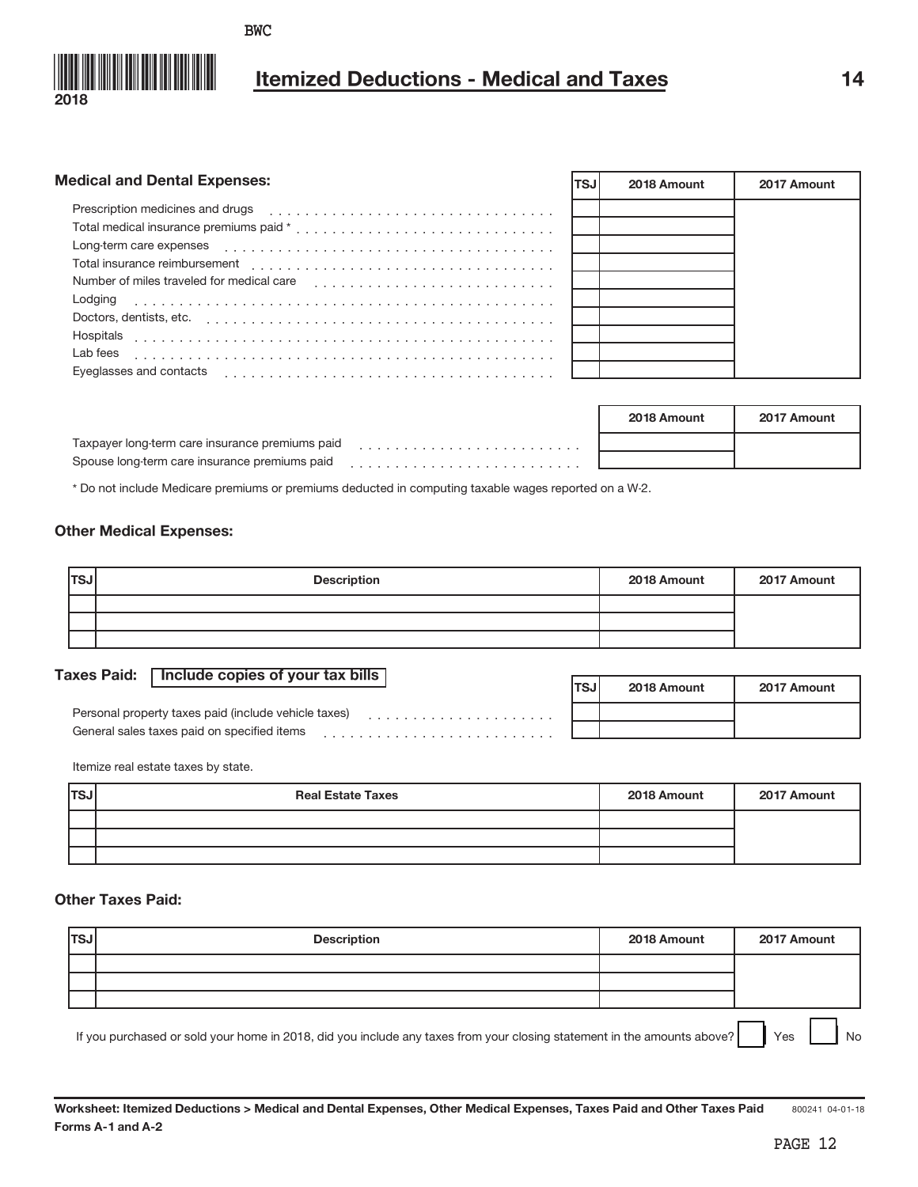BWC

# Itemized Deductions - Medical and Taxes

2018

### Medical and Dental Expenses:

| | TSJ | 2018 Amount | 2017 Amount |
|---|---|---|---|
| Prescription medicines and drugs | | | |
| Total medical insurance premiums paid * | | | |
| Long-term care expenses | | | |
| Total insurance reimbursement | | | |
| Number of miles traveled for medical care | | | |
| Lodging | | | |
| Doctors, dentists, etc. | | | |
| Hospitals | | | |
| Lab fees | | | |
| Eyeglasses and contacts | | | |

| | 2018 Amount | 2017 Amount |
|---|---|---|
| Taxpayer long-term care insurance premiums paid | | |
| Spouse long-term care insurance premiums paid | | |

* Do not include Medicare premiums or premiums deducted in computing taxable wages reported on a W-2.

### Other Medical Expenses:

| TSJ | Description | 2018 Amount | 2017 Amount |
|---|---|---|---|
| | | | |
| | | | |
| | | | |

### Taxes Paid: Include copies of your tax bills

| | TSJ | 2018 Amount | 2017 Amount |
|---|---|---|---|
| Personal property taxes paid (include vehicle taxes) | | | |
| General sales taxes paid on specified items | | | |

Itemize real estate taxes by state.

| TSJ | Real Estate Taxes | 2018 Amount | 2017 Amount |
|---|---|---|---|
| | | | |
| | | | |
| | | | |

### Other Taxes Paid:

| TSJ | Description | 2018 Amount | 2017 Amount |
|---|---|---|---|
| | | | |
| | | | |
| | | | |

If you purchased or sold your home in 2018, did you include any taxes from your closing statement in the amounts above? ☐ Yes ☐ No

**Worksheet: Itemized Deductions > Medical and Dental Expenses, Other Medical Expenses, Taxes Paid and Other Taxes Paid**
**Forms A-1 and A-2**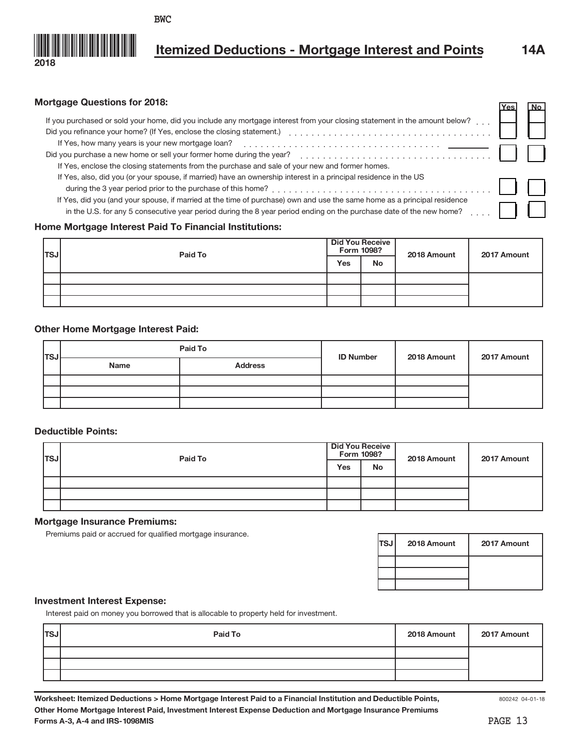BWC

2018

# Itemized Deductions - Mortgage Interest and Points

14A

### Mortgage Questions for 2018:

| | Yes | No |
|---|---|---|
| If you purchased or sold your home, did you include any mortgage interest from your closing statement in the amount below? | | |
| Did you refinance your home? (If Yes, enclose the closing statement.) | | |
| If Yes, how many years is your new mortgage loan? ________ | | |
| Did you purchase a new home or sell your former home during the year? | | |
| If Yes, enclose the closing statements from the purchase and sale of your new and former homes. | | |
| If Yes, also, did you (or your spouse, if married) have an ownership interest in a principal residence in the US during the 3 year period prior to the purchase of this home? | | |
| If Yes, did you (and your spouse, if married at the time of purchase) own and use the same home as a principal residence in the U.S. for any 5 consecutive year period during the 8 year period ending on the purchase date of the new home? | | |

### Home Mortgage Interest Paid To Financial Institutions:

| TSJ | Paid To | Did You Receive Form 1098? | | 2018 Amount | 2017 Amount |
|---|---|---|---|---|---|
| | | Yes | No | | |
| | | | | | |
| | | | | | |
| | | | | | |

### Other Home Mortgage Interest Paid:

| TSJ | Paid To | | ID Number | 2018 Amount | 2017 Amount |
|---|---|---|---|---|---|
| | Name | Address | | | |
| | | | | | |
| | | | | | |
| | | | | | |

### Deductible Points:

| TSJ | Paid To | Did You Receive Form 1098? | | 2018 Amount | 2017 Amount |
|---|---|---|---|---|---|
| | | Yes | No | | |
| | | | | | |
| | | | | | |
| | | | | | |

### Mortgage Insurance Premiums:

Premiums paid or accrued for qualified mortgage insurance.

| TSJ | 2018 Amount | 2017 Amount |
|---|---|---|
| | | |
| | | |
| | | |

### Investment Interest Expense:

Interest paid on money you borrowed that is allocable to property held for investment.

| TSJ | Paid To | 2018 Amount | 2017 Amount |
|---|---|---|---|
| | | | |
| | | | |
| | | | |

**Worksheet: Itemized Deductions > Home Mortgage Interest Paid to a Financial Institution and Deductible Points, Other Home Mortgage Interest Paid, Investment Interest Expense Deduction and Mortgage Insurance Premiums Forms A-3, A-4 and IRS-1098MIS**

800242 04-01-18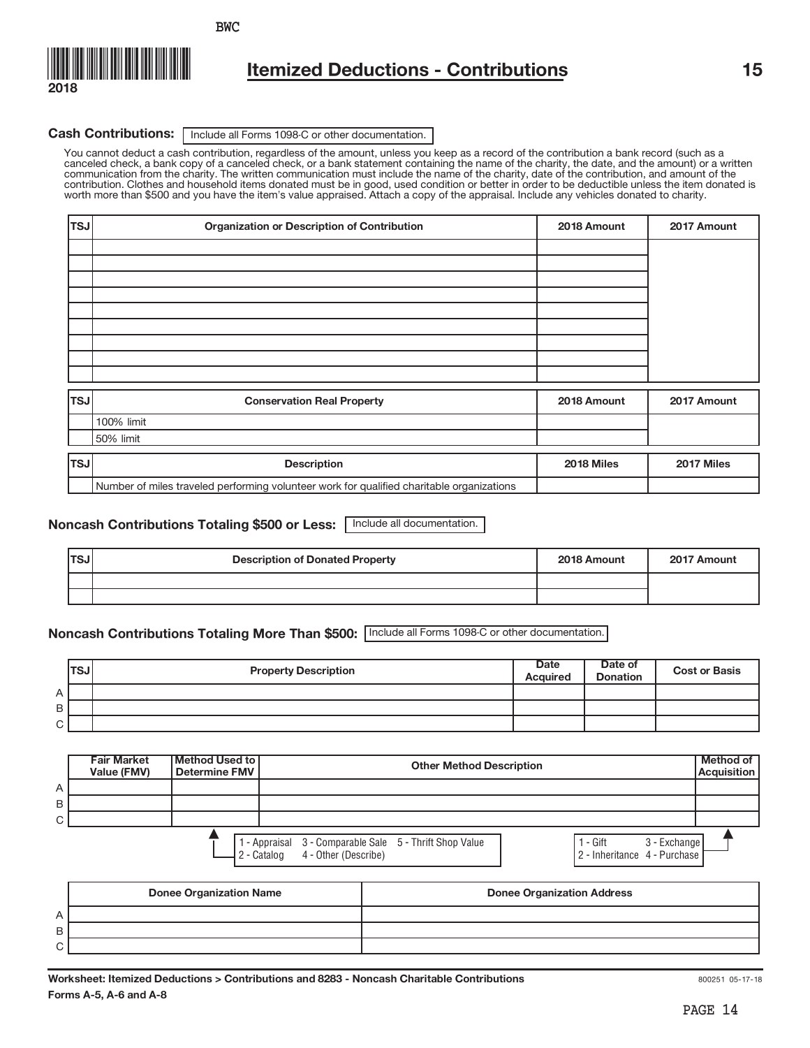BWC

2018

# Itemized Deductions - Contributions

**Cash Contributions:** Include all Forms 1098-C or other documentation.

You cannot deduct a cash contribution, regardless of the amount, unless you keep as a record of the contribution a bank record (such as a canceled check, a bank copy of a canceled check, or a bank statement containing the name of the charity, the date, and the amount) or a written communication from the charity. The written communication must include the name of the charity, date of the contribution, and amount of the contribution. Clothes and household items donated must be in good, used condition or better in order to be deductible unless the item donated is worth more than $500 and you have the item's value appraised. Attach a copy of the appraisal. Include any vehicles donated to charity.

| TSJ | Organization or Description of Contribution | 2018 Amount | 2017 Amount |
|---|---|---|---|
| | | | |
| | | | |
| | | | |
| | | | |
| | | | |
| | | | |
| | | | |
| | | | |
| | | | |

| TSJ | Conservation Real Property | 2018 Amount | 2017 Amount |
|---|---|---|---|
| | 100% limit | | |
| | 50% limit | | |

| TSJ | Description | 2018 Miles | 2017 Miles |
|---|---|---|---|
| | Number of miles traveled performing volunteer work for qualified charitable organizations | | |

**Noncash Contributions Totaling $500 or Less:** Include all documentation.

| TSJ | Description of Donated Property | 2018 Amount | 2017 Amount |
|---|---|---|---|
| | | | |
| | | | |

**Noncash Contributions Totaling More Than $500:** Include all Forms 1098-C or other documentation.

| | TSJ | Property Description | Date Acquired | Date of Donation | Cost or Basis |
|---|---|---|---|---|---|
| A | | | | | |
| B | | | | | |
| C | | | | | |

| | Fair Market Value (FMV) | Method Used to Determine FMV | Other Method Description | Method of Acquisition |
|---|---|---|---|---|
| A | | | | |
| B | | | | |
| C | | | | |

Method Used to Determine FMV: 1 - Appraisal, 2 - Catalog, 3 - Comparable Sale, 4 - Other (Describe), 5 - Thrift Shop Value

Method of Acquisition: 1 - Gift, 2 - Inheritance, 3 - Exchange, 4 - Purchase

| | Donee Organization Name | Donee Organization Address |
|---|---|---|
| A | | |
| B | | |
| C | | |

**Worksheet: Itemized Deductions > Contributions and 8283 - Noncash Charitable Contributions**

**Forms A-5, A-6 and A-8**

800251 05-17-18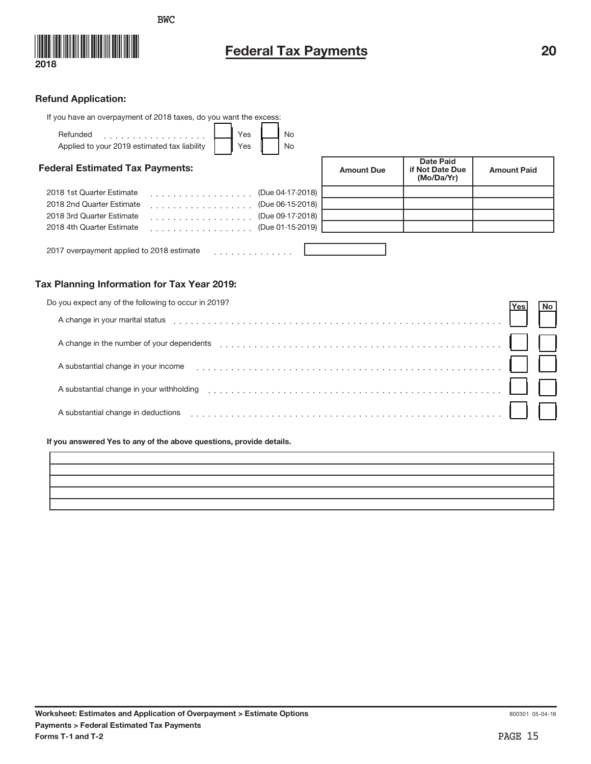BWC

2018

# Federal Tax Payments

## Refund Application:

If you have an overpayment of 2018 taxes, do you want the excess:

| | Yes | No |
|---|---|---|
| Refunded | ☐ Yes | ☐ No |
| Applied to your 2019 estimated tax liability | ☐ Yes | ☐ No |

## Federal Estimated Tax Payments:

| | | Amount Due | Date Paid if Not Date Due (Mo/Da/Yr) | Amount Paid |
|---|---|---|---|---|
| 2018 1st Quarter Estimate | (Due 04-17-2018) | | | |
| 2018 2nd Quarter Estimate | (Due 06-15-2018) | | | |
| 2018 3rd Quarter Estimate | (Due 09-17-2018) | | | |
| 2018 4th Quarter Estimate | (Due 01-15-2019) | | | |

2017 overpayment applied to 2018 estimate . . . . . . . . . . . . . . ☐

## Tax Planning Information for Tax Year 2019:

Do you expect any of the following to occur in 2019?

| | Yes | No |
|---|---|---|
| A change in your marital status | ☐ | ☐ |
| A change in the number of your dependents | ☐ | ☐ |
| A substantial change in your income | ☐ | ☐ |
| A substantial change in your withholding | ☐ | ☐ |
| A substantial change in deductions | ☐ | ☐ |

**If you answered Yes to any of the above questions, provide details.**

| |
|---|
| |
| |
| |
| |
| |

**Worksheet: Estimates and Application of Overpayment > Estimate Options**
**Payments > Federal Estimated Tax Payments**
**Forms T-1 and T-2**

800301 05-04-18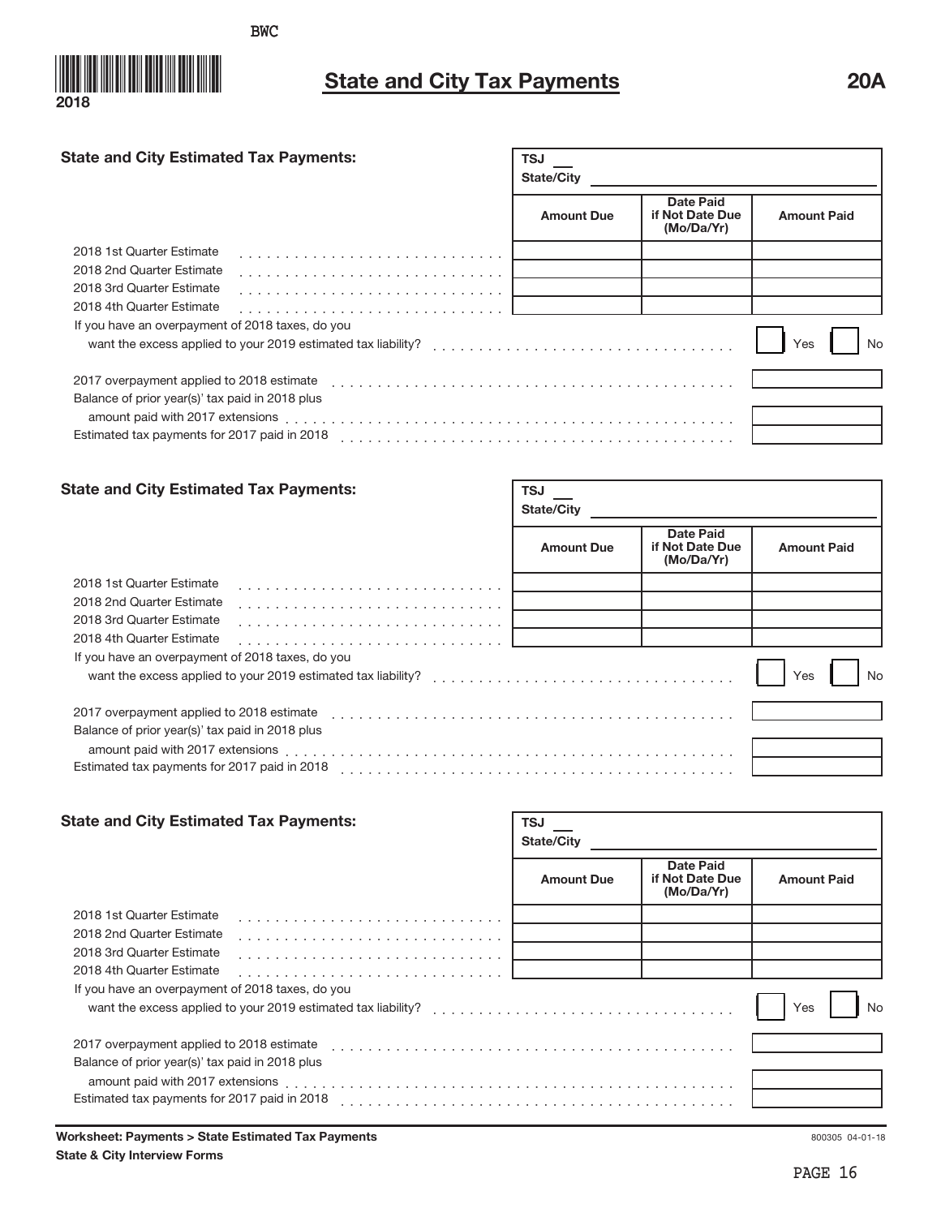BWC

2018

## State and City Tax Payments

**20A**

### State and City Estimated Tax Payments:

**TSJ** ___
**State/City** ___

| | Amount Due | Date Paid if Not Date Due (Mo/Da/Yr) | Amount Paid |
|---|---|---|---|
| 2018 1st Quarter Estimate | | | |
| 2018 2nd Quarter Estimate | | | |
| 2018 3rd Quarter Estimate | | | |
| 2018 4th Quarter Estimate | | | |

If you have an overpayment of 2018 taxes, do you want the excess applied to your 2019 estimated tax liability? ☐ Yes ☐ No

| | |
|---|---|
| 2017 overpayment applied to 2018 estimate | |
| Balance of prior year(s)' tax paid in 2018 plus amount paid with 2017 extensions | |
| Estimated tax payments for 2017 paid in 2018 | |

### State and City Estimated Tax Payments:

**TSJ** ___
**State/City** ___

| | Amount Due | Date Paid if Not Date Due (Mo/Da/Yr) | Amount Paid |
|---|---|---|---|
| 2018 1st Quarter Estimate | | | |
| 2018 2nd Quarter Estimate | | | |
| 2018 3rd Quarter Estimate | | | |
| 2018 4th Quarter Estimate | | | |

If you have an overpayment of 2018 taxes, do you want the excess applied to your 2019 estimated tax liability? ☐ Yes ☐ No

| | |
|---|---|
| 2017 overpayment applied to 2018 estimate | |
| Balance of prior year(s)' tax paid in 2018 plus amount paid with 2017 extensions | |
| Estimated tax payments for 2017 paid in 2018 | |

### State and City Estimated Tax Payments:

**TSJ** ___
**State/City** ___

| | Amount Due | Date Paid if Not Date Due (Mo/Da/Yr) | Amount Paid |
|---|---|---|---|
| 2018 1st Quarter Estimate | | | |
| 2018 2nd Quarter Estimate | | | |
| 2018 3rd Quarter Estimate | | | |
| 2018 4th Quarter Estimate | | | |

If you have an overpayment of 2018 taxes, do you want the excess applied to your 2019 estimated tax liability? ☐ Yes ☐ No

| | |
|---|---|
| 2017 overpayment applied to 2018 estimate | |
| Balance of prior year(s)' tax paid in 2018 plus amount paid with 2017 extensions | |
| Estimated tax payments for 2017 paid in 2018 | |

**Worksheet: Payments > State Estimated Tax Payments**
**State & City Interview Forms**

800305 04-01-18